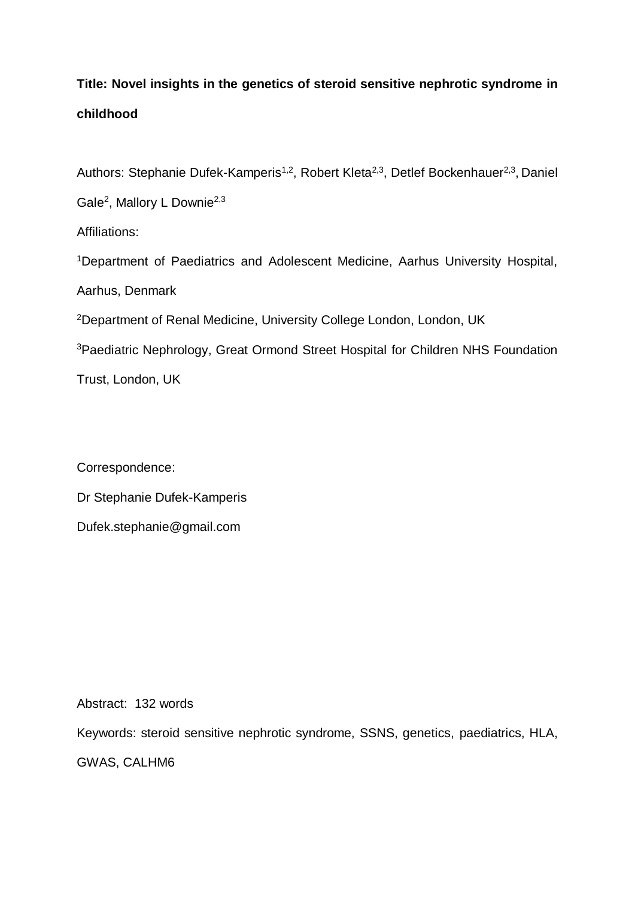**Title: Novel insights in the genetics of steroid sensitive nephrotic syndrome in childhood**

Authors: Stephanie Dufek-Kamperis[1,2], Robert Kleta[2,3], Detlef Bockenhauer[2,3], Daniel Gale[2], Mallory L Downie[2,3]

Affiliations:

[1]Department of Paediatrics and Adolescent Medicine, Aarhus University Hospital, Aarhus, Denmark

[2]Department of Renal Medicine, University College London, London, UK

[3]Paediatric Nephrology, Great Ormond Street Hospital for Children NHS Foundation Trust, London, UK

Correspondence:

Dr Stephanie Dufek-Kamperis

Dufek.stephanie@gmail.com

Abstract: 132 words

Keywords: steroid sensitive nephrotic syndrome, SSNS, genetics, paediatrics, HLA, GWAS, CALHM6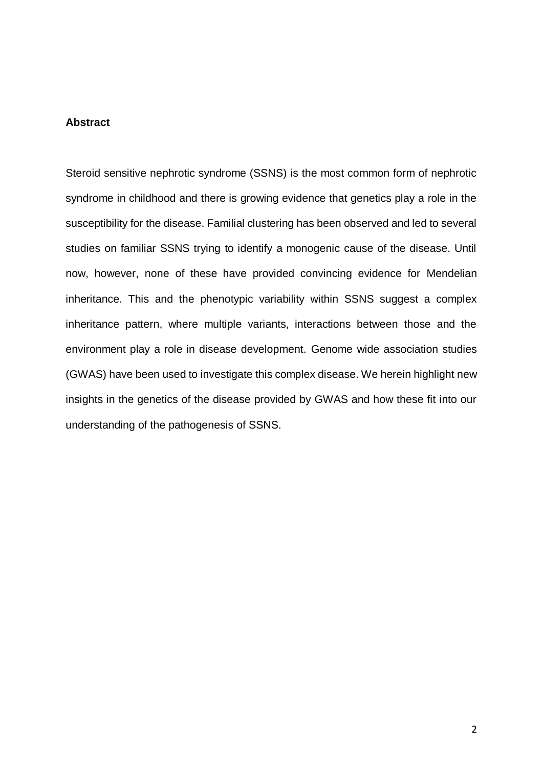## Abstract

Steroid sensitive nephrotic syndrome (SSNS) is the most common form of nephrotic syndrome in childhood and there is growing evidence that genetics play a role in the susceptibility for the disease. Familial clustering has been observed and led to several studies on familiar SSNS trying to identify a monogenic cause of the disease. Until now, however, none of these have provided convincing evidence for Mendelian inheritance. This and the phenotypic variability within SSNS suggest a complex inheritance pattern, where multiple variants, interactions between those and the environment play a role in disease development. Genome wide association studies (GWAS) have been used to investigate this complex disease. We herein highlight new insights in the genetics of the disease provided by GWAS and how these fit into our understanding of the pathogenesis of SSNS.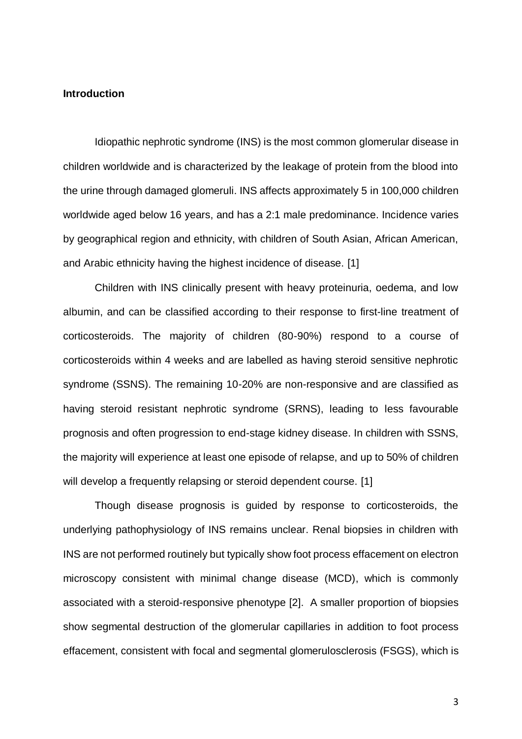## Introduction

Idiopathic nephrotic syndrome (INS) is the most common glomerular disease in children worldwide and is characterized by the leakage of protein from the blood into the urine through damaged glomeruli. INS affects approximately 5 in 100,000 children worldwide aged below 16 years, and has a 2:1 male predominance. Incidence varies by geographical region and ethnicity, with children of South Asian, African American, and Arabic ethnicity having the highest incidence of disease. [1]

Children with INS clinically present with heavy proteinuria, oedema, and low albumin, and can be classified according to their response to first-line treatment of corticosteroids. The majority of children (80-90%) respond to a course of corticosteroids within 4 weeks and are labelled as having steroid sensitive nephrotic syndrome (SSNS). The remaining 10-20% are non-responsive and are classified as having steroid resistant nephrotic syndrome (SRNS), leading to less favourable prognosis and often progression to end-stage kidney disease. In children with SSNS, the majority will experience at least one episode of relapse, and up to 50% of children will develop a frequently relapsing or steroid dependent course. [1]

Though disease prognosis is guided by response to corticosteroids, the underlying pathophysiology of INS remains unclear. Renal biopsies in children with INS are not performed routinely but typically show foot process effacement on electron microscopy consistent with minimal change disease (MCD), which is commonly associated with a steroid-responsive phenotype [2]. A smaller proportion of biopsies show segmental destruction of the glomerular capillaries in addition to foot process effacement, consistent with focal and segmental glomerulosclerosis (FSGS), which is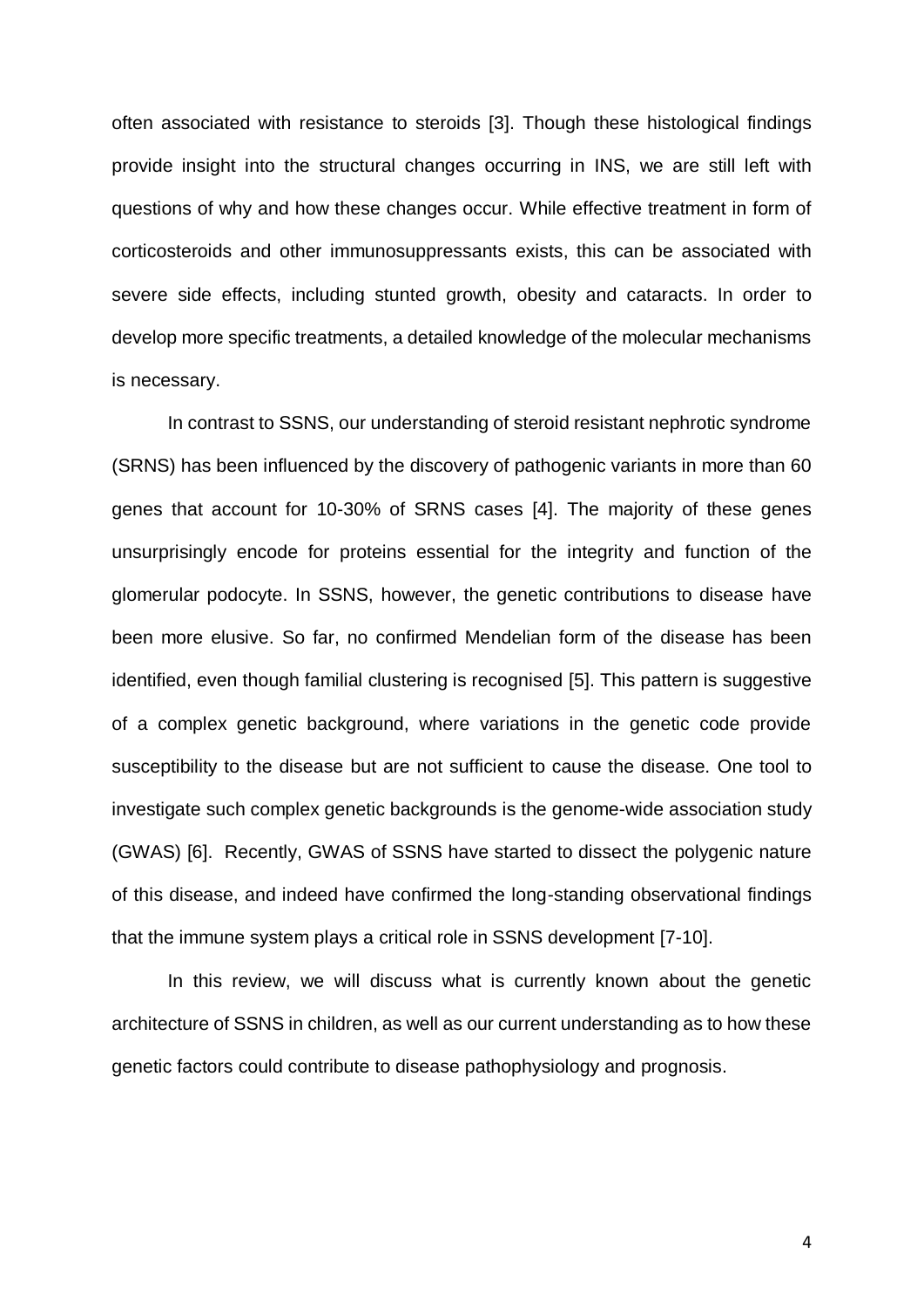often associated with resistance to steroids [3]. Though these histological findings provide insight into the structural changes occurring in INS, we are still left with questions of why and how these changes occur. While effective treatment in form of corticosteroids and other immunosuppressants exists, this can be associated with severe side effects, including stunted growth, obesity and cataracts. In order to develop more specific treatments, a detailed knowledge of the molecular mechanisms is necessary.

In contrast to SSNS, our understanding of steroid resistant nephrotic syndrome (SRNS) has been influenced by the discovery of pathogenic variants in more than 60 genes that account for 10-30% of SRNS cases [4]. The majority of these genes unsurprisingly encode for proteins essential for the integrity and function of the glomerular podocyte. In SSNS, however, the genetic contributions to disease have been more elusive. So far, no confirmed Mendelian form of the disease has been identified, even though familial clustering is recognised [5]. This pattern is suggestive of a complex genetic background, where variations in the genetic code provide susceptibility to the disease but are not sufficient to cause the disease. One tool to investigate such complex genetic backgrounds is the genome-wide association study (GWAS) [6]. Recently, GWAS of SSNS have started to dissect the polygenic nature of this disease, and indeed have confirmed the long-standing observational findings that the immune system plays a critical role in SSNS development [7-10].

In this review, we will discuss what is currently known about the genetic architecture of SSNS in children, as well as our current understanding as to how these genetic factors could contribute to disease pathophysiology and prognosis.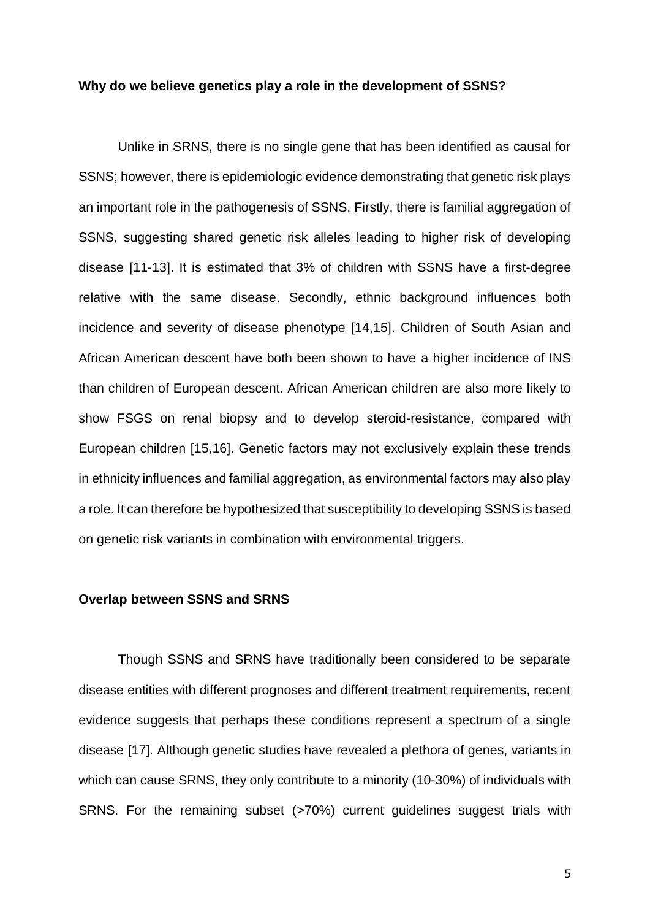**Why do we believe genetics play a role in the development of SSNS?**

Unlike in SRNS, there is no single gene that has been identified as causal for SSNS; however, there is epidemiologic evidence demonstrating that genetic risk plays an important role in the pathogenesis of SSNS. Firstly, there is familial aggregation of SSNS, suggesting shared genetic risk alleles leading to higher risk of developing disease [11-13]. It is estimated that 3% of children with SSNS have a first-degree relative with the same disease. Secondly, ethnic background influences both incidence and severity of disease phenotype [14,15]. Children of South Asian and African American descent have both been shown to have a higher incidence of INS than children of European descent. African American children are also more likely to show FSGS on renal biopsy and to develop steroid-resistance, compared with European children [15,16]. Genetic factors may not exclusively explain these trends in ethnicity influences and familial aggregation, as environmental factors may also play a role. It can therefore be hypothesized that susceptibility to developing SSNS is based on genetic risk variants in combination with environmental triggers.

**Overlap between SSNS and SRNS**

Though SSNS and SRNS have traditionally been considered to be separate disease entities with different prognoses and different treatment requirements, recent evidence suggests that perhaps these conditions represent a spectrum of a single disease [17]. Although genetic studies have revealed a plethora of genes, variants in which can cause SRNS, they only contribute to a minority (10-30%) of individuals with SRNS. For the remaining subset (>70%) current guidelines suggest trials with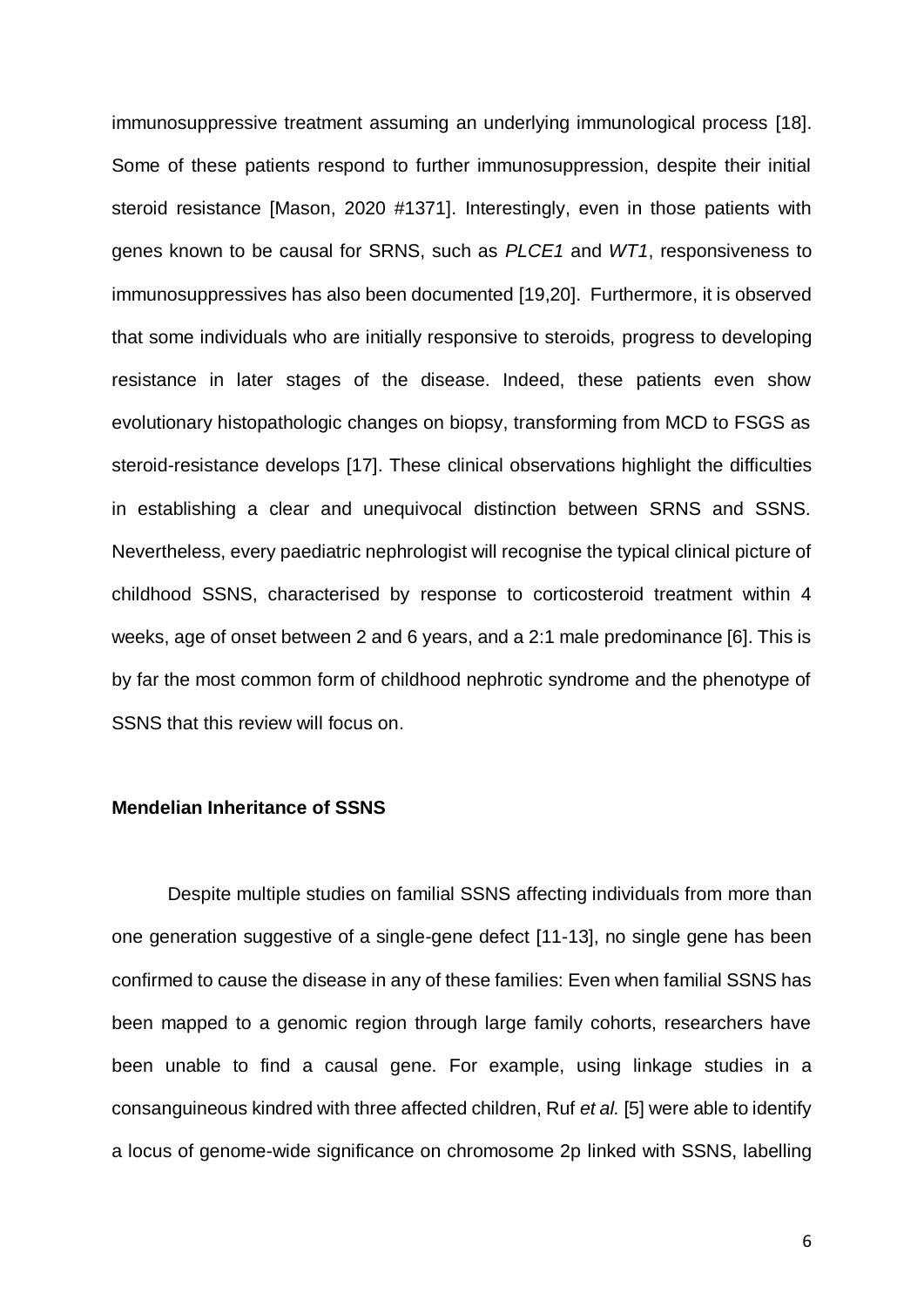immunosuppressive treatment assuming an underlying immunological process [18]. Some of these patients respond to further immunosuppression, despite their initial steroid resistance [Mason, 2020 #1371]. Interestingly, even in those patients with genes known to be causal for SRNS, such as *PLCE1* and *WT1*, responsiveness to immunosuppressives has also been documented [19,20]. Furthermore, it is observed that some individuals who are initially responsive to steroids, progress to developing resistance in later stages of the disease. Indeed, these patients even show evolutionary histopathologic changes on biopsy, transforming from MCD to FSGS as steroid-resistance develops [17]. These clinical observations highlight the difficulties in establishing a clear and unequivocal distinction between SRNS and SSNS. Nevertheless, every paediatric nephrologist will recognise the typical clinical picture of childhood SSNS, characterised by response to corticosteroid treatment within 4 weeks, age of onset between 2 and 6 years, and a 2:1 male predominance [6]. This is by far the most common form of childhood nephrotic syndrome and the phenotype of SSNS that this review will focus on.

**Mendelian Inheritance of SSNS**

Despite multiple studies on familial SSNS affecting individuals from more than one generation suggestive of a single-gene defect [11-13], no single gene has been confirmed to cause the disease in any of these families: Even when familial SSNS has been mapped to a genomic region through large family cohorts, researchers have been unable to find a causal gene. For example, using linkage studies in a consanguineous kindred with three affected children, Ruf *et al.* [5] were able to identify a locus of genome-wide significance on chromosome 2p linked with SSNS, labelling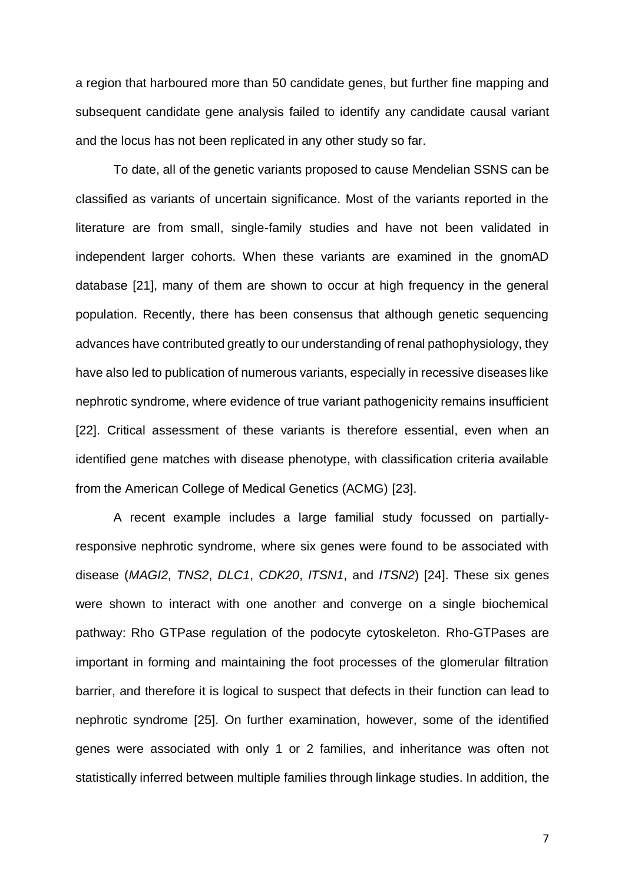a region that harboured more than 50 candidate genes, but further fine mapping and subsequent candidate gene analysis failed to identify any candidate causal variant and the locus has not been replicated in any other study so far.

To date, all of the genetic variants proposed to cause Mendelian SSNS can be classified as variants of uncertain significance. Most of the variants reported in the literature are from small, single-family studies and have not been validated in independent larger cohorts. When these variants are examined in the gnomAD database [21], many of them are shown to occur at high frequency in the general population. Recently, there has been consensus that although genetic sequencing advances have contributed greatly to our understanding of renal pathophysiology, they have also led to publication of numerous variants, especially in recessive diseases like nephrotic syndrome, where evidence of true variant pathogenicity remains insufficient [22]. Critical assessment of these variants is therefore essential, even when an identified gene matches with disease phenotype, with classification criteria available from the American College of Medical Genetics (ACMG) [23].

A recent example includes a large familial study focussed on partially-responsive nephrotic syndrome, where six genes were found to be associated with disease (*MAGI2*, *TNS2*, *DLC1*, *CDK20*, *ITSN1*, and *ITSN2*) [24]. These six genes were shown to interact with one another and converge on a single biochemical pathway: Rho GTPase regulation of the podocyte cytoskeleton. Rho-GTPases are important in forming and maintaining the foot processes of the glomerular filtration barrier, and therefore it is logical to suspect that defects in their function can lead to nephrotic syndrome [25]. On further examination, however, some of the identified genes were associated with only 1 or 2 families, and inheritance was often not statistically inferred between multiple families through linkage studies. In addition, the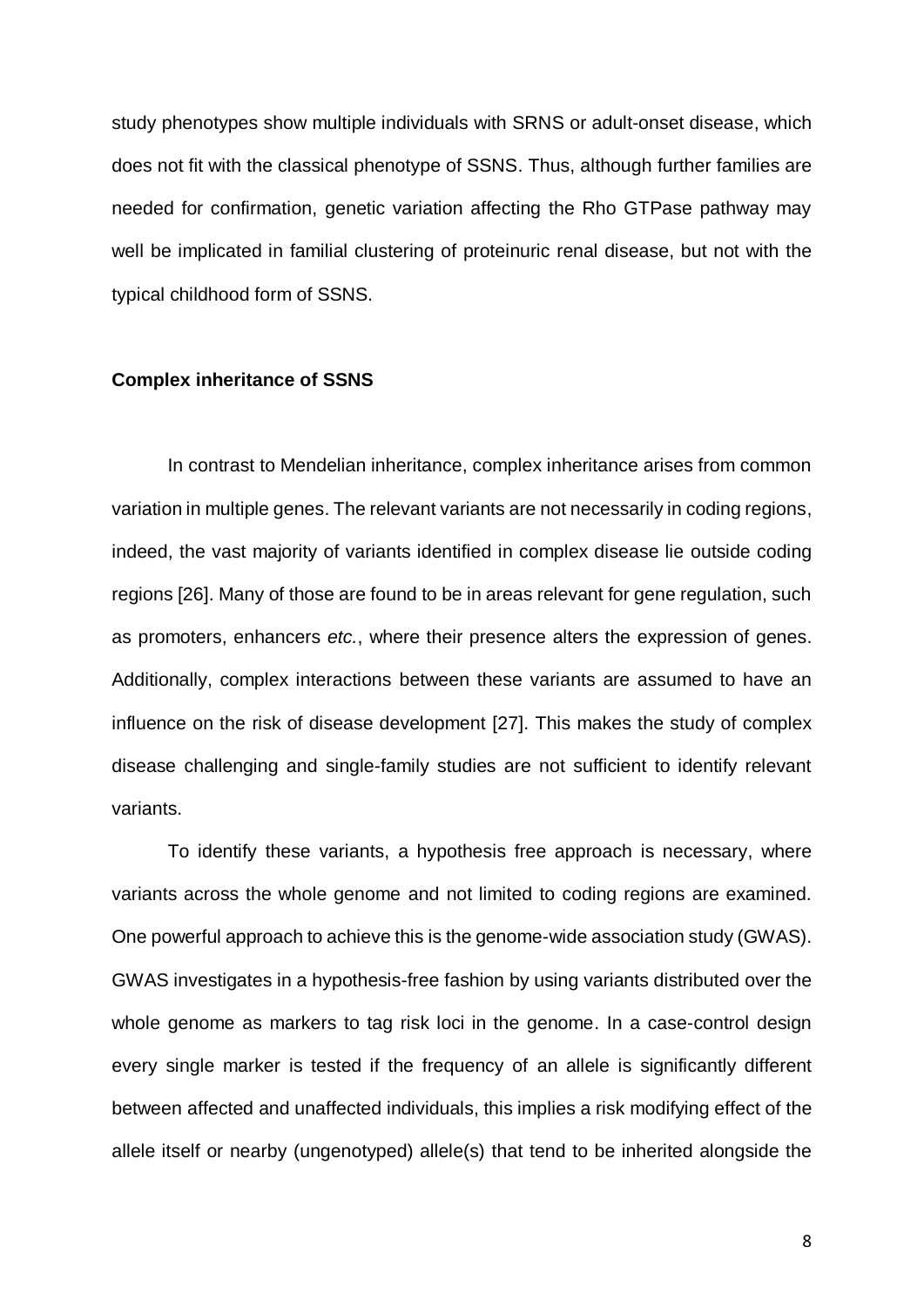study phenotypes show multiple individuals with SRNS or adult-onset disease, which does not fit with the classical phenotype of SSNS. Thus, although further families are needed for confirmation, genetic variation affecting the Rho GTPase pathway may well be implicated in familial clustering of proteinuric renal disease, but not with the typical childhood form of SSNS.

**Complex inheritance of SSNS**

In contrast to Mendelian inheritance, complex inheritance arises from common variation in multiple genes. The relevant variants are not necessarily in coding regions, indeed, the vast majority of variants identified in complex disease lie outside coding regions [26]. Many of those are found to be in areas relevant for gene regulation, such as promoters, enhancers *etc.*, where their presence alters the expression of genes. Additionally, complex interactions between these variants are assumed to have an influence on the risk of disease development [27]. This makes the study of complex disease challenging and single-family studies are not sufficient to identify relevant variants.

To identify these variants, a hypothesis free approach is necessary, where variants across the whole genome and not limited to coding regions are examined. One powerful approach to achieve this is the genome-wide association study (GWAS). GWAS investigates in a hypothesis-free fashion by using variants distributed over the whole genome as markers to tag risk loci in the genome. In a case-control design every single marker is tested if the frequency of an allele is significantly different between affected and unaffected individuals, this implies a risk modifying effect of the allele itself or nearby (ungenotyped) allele(s) that tend to be inherited alongside the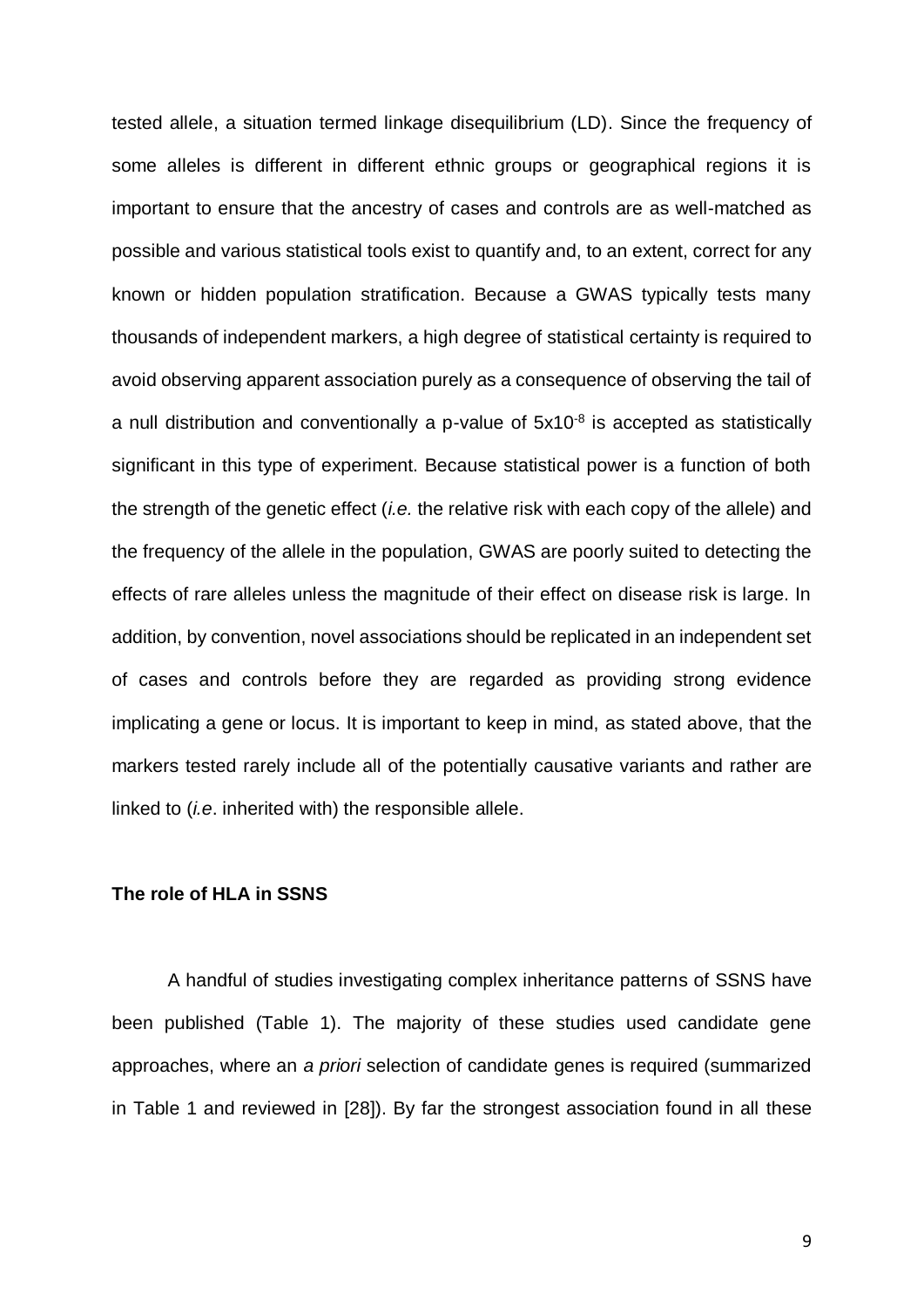tested allele, a situation termed linkage disequilibrium (LD). Since the frequency of some alleles is different in different ethnic groups or geographical regions it is important to ensure that the ancestry of cases and controls are as well-matched as possible and various statistical tools exist to quantify and, to an extent, correct for any known or hidden population stratification. Because a GWAS typically tests many thousands of independent markers, a high degree of statistical certainty is required to avoid observing apparent association purely as a consequence of observing the tail of a null distribution and conventionally a p-value of $5 \times 10^{-8}$ is accepted as statistically significant in this type of experiment. Because statistical power is a function of both the strength of the genetic effect (*i.e.* the relative risk with each copy of the allele) and the frequency of the allele in the population, GWAS are poorly suited to detecting the effects of rare alleles unless the magnitude of their effect on disease risk is large. In addition, by convention, novel associations should be replicated in an independent set of cases and controls before they are regarded as providing strong evidence implicating a gene or locus. It is important to keep in mind, as stated above, that the markers tested rarely include all of the potentially causative variants and rather are linked to (*i.e*. inherited with) the responsible allele.

**The role of HLA in SSNS**

A handful of studies investigating complex inheritance patterns of SSNS have been published (Table 1). The majority of these studies used candidate gene approaches, where an *a priori* selection of candidate genes is required (summarized in Table 1 and reviewed in [28]). By far the strongest association found in all these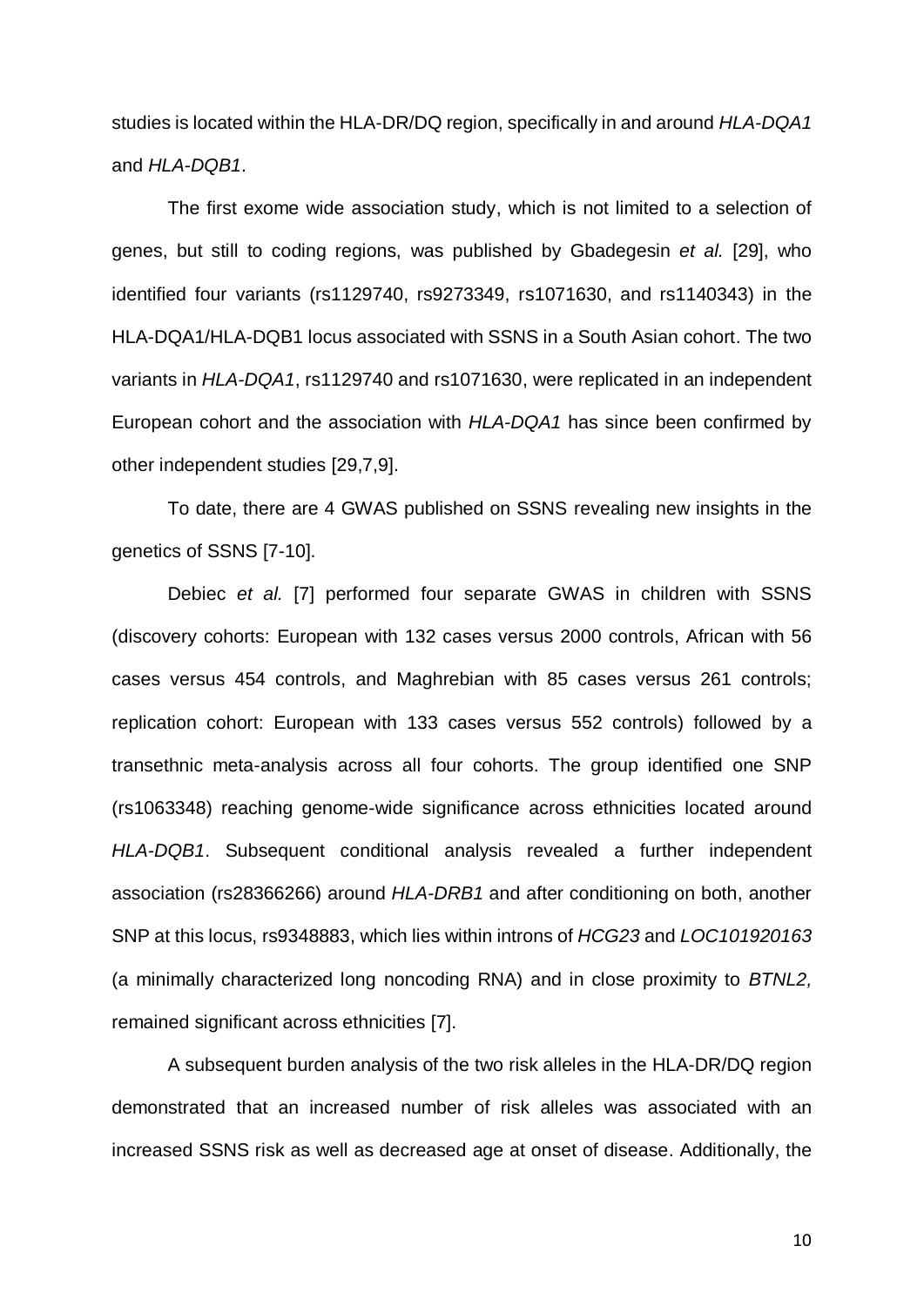studies is located within the HLA-DR/DQ region, specifically in and around *HLA-DQA1* and *HLA-DQB1*.

The first exome wide association study, which is not limited to a selection of genes, but still to coding regions, was published by Gbadegesin *et al.* [29], who identified four variants (rs1129740, rs9273349, rs1071630, and rs1140343) in the HLA-DQA1/HLA-DQB1 locus associated with SSNS in a South Asian cohort. The two variants in *HLA-DQA1*, rs1129740 and rs1071630, were replicated in an independent European cohort and the association with *HLA-DQA1* has since been confirmed by other independent studies [29,7,9].

To date, there are 4 GWAS published on SSNS revealing new insights in the genetics of SSNS [7-10].

Debiec *et al.* [7] performed four separate GWAS in children with SSNS (discovery cohorts: European with 132 cases versus 2000 controls, African with 56 cases versus 454 controls, and Maghrebian with 85 cases versus 261 controls; replication cohort: European with 133 cases versus 552 controls) followed by a transethnic meta-analysis across all four cohorts. The group identified one SNP (rs1063348) reaching genome-wide significance across ethnicities located around *HLA-DQB1*. Subsequent conditional analysis revealed a further independent association (rs28366266) around *HLA-DRB1* and after conditioning on both, another SNP at this locus, rs9348883, which lies within introns of *HCG23* and *LOC101920163* (a minimally characterized long noncoding RNA) and in close proximity to *BTNL2,* remained significant across ethnicities [7].

A subsequent burden analysis of the two risk alleles in the HLA-DR/DQ region demonstrated that an increased number of risk alleles was associated with an increased SSNS risk as well as decreased age at onset of disease. Additionally, the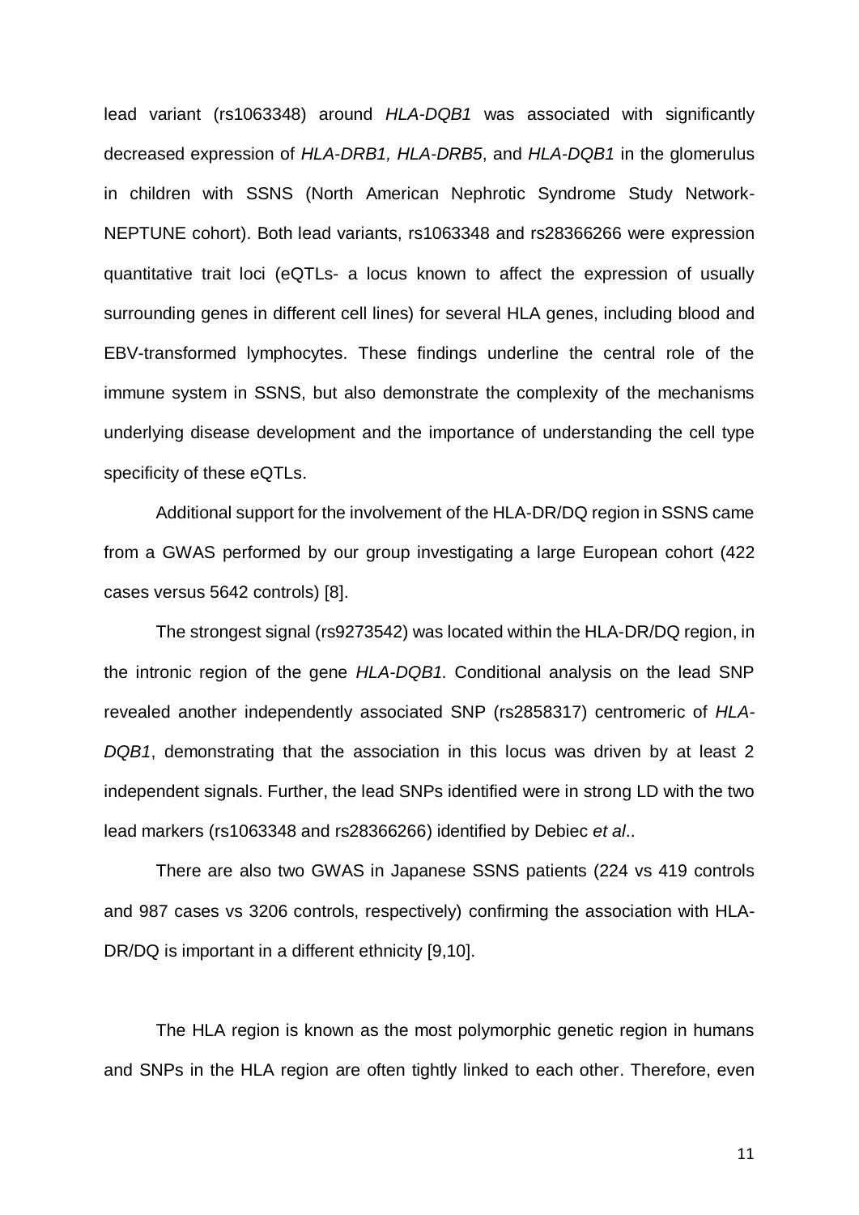lead variant (rs1063348) around *HLA-DQB1* was associated with significantly decreased expression of *HLA-DRB1, HLA-DRB5*, and *HLA-DQB1* in the glomerulus in children with SSNS (North American Nephrotic Syndrome Study Network-NEPTUNE cohort). Both lead variants, rs1063348 and rs28366266 were expression quantitative trait loci (eQTLs- a locus known to affect the expression of usually surrounding genes in different cell lines) for several HLA genes, including blood and EBV-transformed lymphocytes. These findings underline the central role of the immune system in SSNS, but also demonstrate the complexity of the mechanisms underlying disease development and the importance of understanding the cell type specificity of these eQTLs.

Additional support for the involvement of the HLA-DR/DQ region in SSNS came from a GWAS performed by our group investigating a large European cohort (422 cases versus 5642 controls) [8].

The strongest signal (rs9273542) was located within the HLA-DR/DQ region, in the intronic region of the gene *HLA-DQB1.* Conditional analysis on the lead SNP revealed another independently associated SNP (rs2858317) centromeric of *HLA-DQB1*, demonstrating that the association in this locus was driven by at least 2 independent signals. Further, the lead SNPs identified were in strong LD with the two lead markers (rs1063348 and rs28366266) identified by Debiec *et al*..

There are also two GWAS in Japanese SSNS patients (224 vs 419 controls and 987 cases vs 3206 controls, respectively) confirming the association with HLA-DR/DQ is important in a different ethnicity [9,10].

The HLA region is known as the most polymorphic genetic region in humans and SNPs in the HLA region are often tightly linked to each other. Therefore, even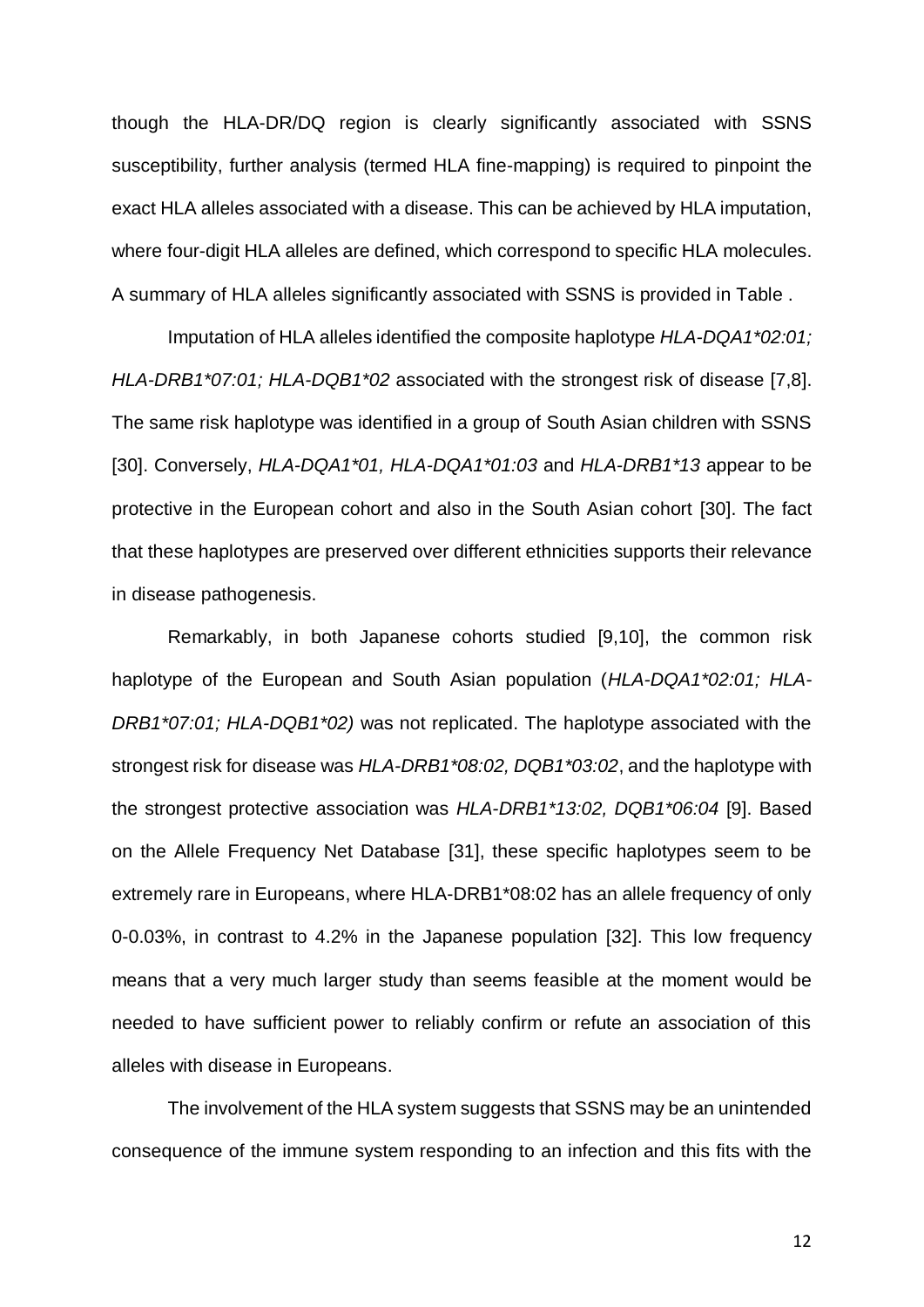though the HLA-DR/DQ region is clearly significantly associated with SSNS susceptibility, further analysis (termed HLA fine-mapping) is required to pinpoint the exact HLA alleles associated with a disease. This can be achieved by HLA imputation, where four-digit HLA alleles are defined, which correspond to specific HLA molecules. A summary of HLA alleles significantly associated with SSNS is provided in Table .

Imputation of HLA alleles identified the composite haplotype *HLA-DQA1*02:01; HLA-DRB1*07:01; HLA-DQB1*02* associated with the strongest risk of disease [7,8]. The same risk haplotype was identified in a group of South Asian children with SSNS [30]. Conversely, *HLA-DQA1*01, HLA-DQA1*01:03* and *HLA-DRB1*13* appear to be protective in the European cohort and also in the South Asian cohort [30]. The fact that these haplotypes are preserved over different ethnicities supports their relevance in disease pathogenesis.

Remarkably, in both Japanese cohorts studied [9,10], the common risk haplotype of the European and South Asian population (*HLA-DQA1*02:01; HLA-DRB1*07:01; HLA-DQB1*02)* was not replicated. The haplotype associated with the strongest risk for disease was *HLA-DRB1*08:02, DQB1*03:02*, and the haplotype with the strongest protective association was *HLA-DRB1*13:02, DQB1*06:04* [9]. Based on the Allele Frequency Net Database [31], these specific haplotypes seem to be extremely rare in Europeans, where HLA-DRB1*08:02 has an allele frequency of only 0-0.03%, in contrast to 4.2% in the Japanese population [32]. This low frequency means that a very much larger study than seems feasible at the moment would be needed to have sufficient power to reliably confirm or refute an association of this alleles with disease in Europeans.

The involvement of the HLA system suggests that SSNS may be an unintended consequence of the immune system responding to an infection and this fits with the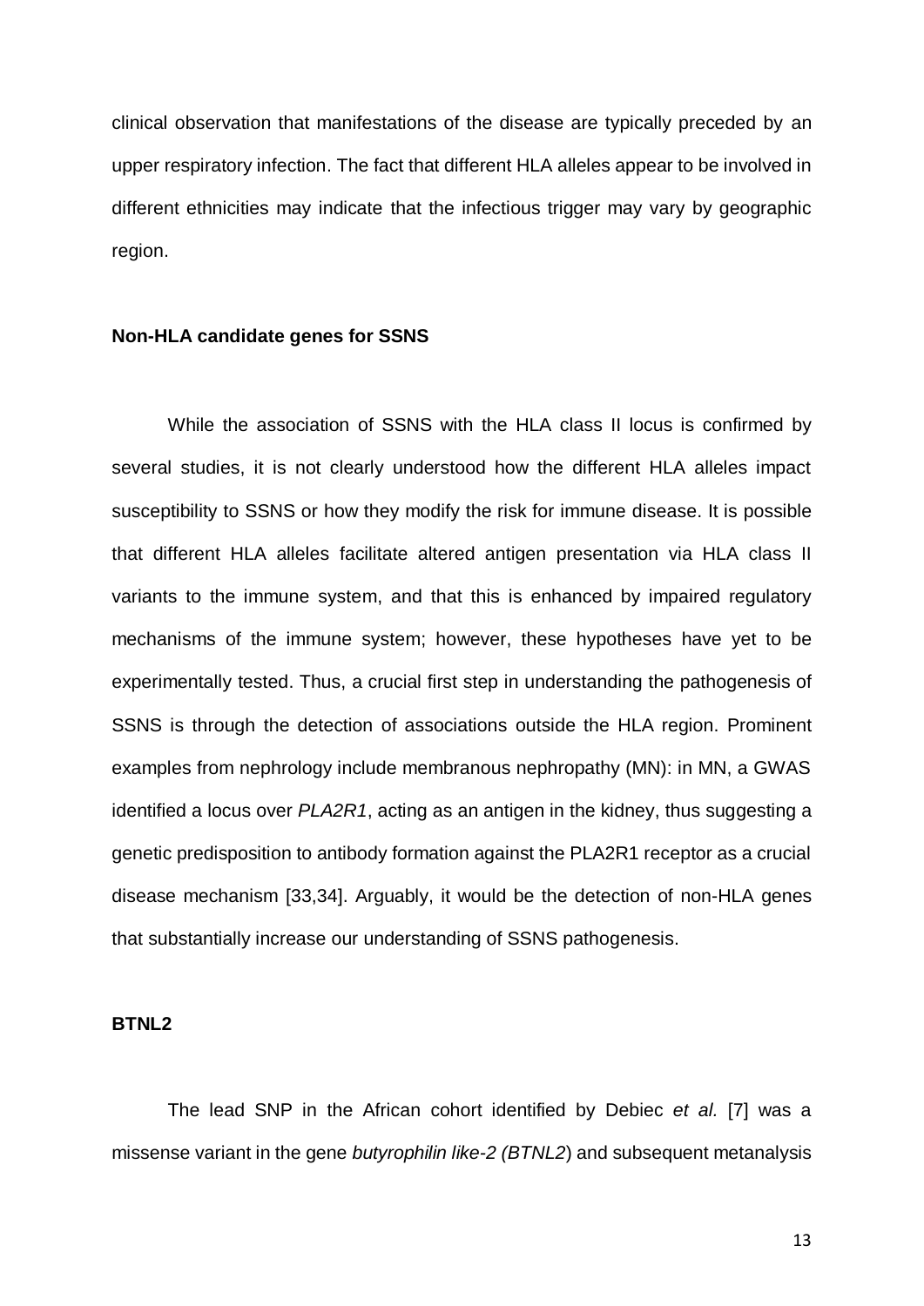clinical observation that manifestations of the disease are typically preceded by an upper respiratory infection. The fact that different HLA alleles appear to be involved in different ethnicities may indicate that the infectious trigger may vary by geographic region.

### Non-HLA candidate genes for SSNS

While the association of SSNS with the HLA class II locus is confirmed by several studies, it is not clearly understood how the different HLA alleles impact susceptibility to SSNS or how they modify the risk for immune disease. It is possible that different HLA alleles facilitate altered antigen presentation via HLA class II variants to the immune system, and that this is enhanced by impaired regulatory mechanisms of the immune system; however, these hypotheses have yet to be experimentally tested. Thus, a crucial first step in understanding the pathogenesis of SSNS is through the detection of associations outside the HLA region. Prominent examples from nephrology include membranous nephropathy (MN): in MN, a GWAS identified a locus over *PLA2R1*, acting as an antigen in the kidney, thus suggesting a genetic predisposition to antibody formation against the PLA2R1 receptor as a crucial disease mechanism [33,34]. Arguably, it would be the detection of non-HLA genes that substantially increase our understanding of SSNS pathogenesis.

### BTNL2

The lead SNP in the African cohort identified by Debiec *et al.* [7] was a missense variant in the gene *butyrophilin like-2 (BTNL2*) and subsequent metanalysis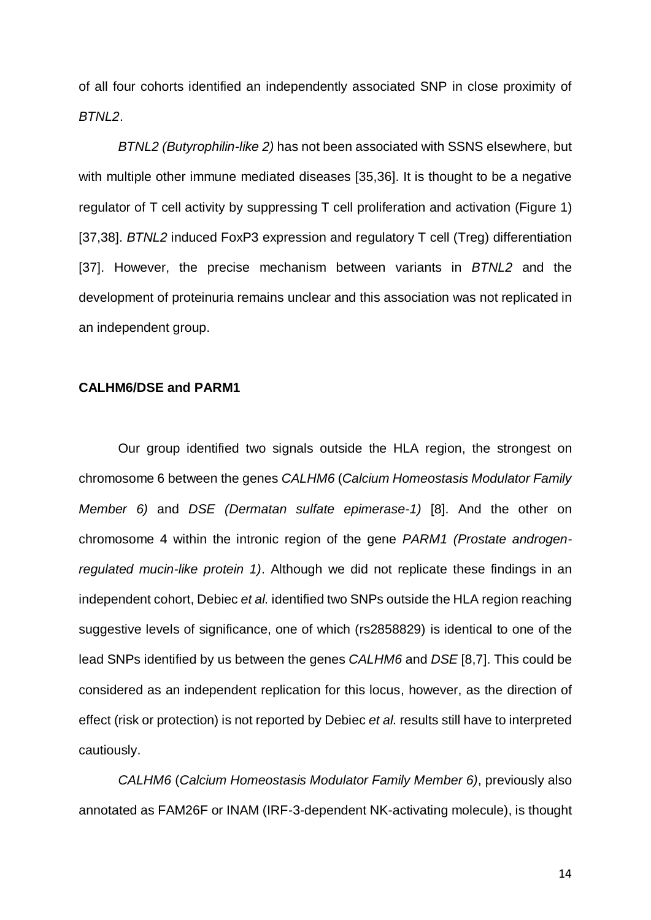of all four cohorts identified an independently associated SNP in close proximity of *BTNL2*.

*BTNL2 (Butyrophilin-like 2)* has not been associated with SSNS elsewhere, but with multiple other immune mediated diseases [35,36]. It is thought to be a negative regulator of T cell activity by suppressing T cell proliferation and activation (Figure 1) [37,38]. *BTNL2* induced FoxP3 expression and regulatory T cell (Treg) differentiation [37]. However, the precise mechanism between variants in *BTNL2* and the development of proteinuria remains unclear and this association was not replicated in an independent group.

**CALHM6/DSE and PARM1**

Our group identified two signals outside the HLA region, the strongest on chromosome 6 between the genes *CALHM6* (*Calcium Homeostasis Modulator Family Member 6)* and *DSE (Dermatan sulfate epimerase-1)* [8]. And the other on chromosome 4 within the intronic region of the gene *PARM1 (Prostate androgen-regulated mucin-like protein 1)*. Although we did not replicate these findings in an independent cohort, Debiec *et al.* identified two SNPs outside the HLA region reaching suggestive levels of significance, one of which (rs2858829) is identical to one of the lead SNPs identified by us between the genes *CALHM6* and *DSE* [8,7]. This could be considered as an independent replication for this locus, however, as the direction of effect (risk or protection) is not reported by Debiec *et al.* results still have to interpreted cautiously.

*CALHM6* (*Calcium Homeostasis Modulator Family Member 6)*, previously also annotated as FAM26F or INAM (IRF-3-dependent NK-activating molecule), is thought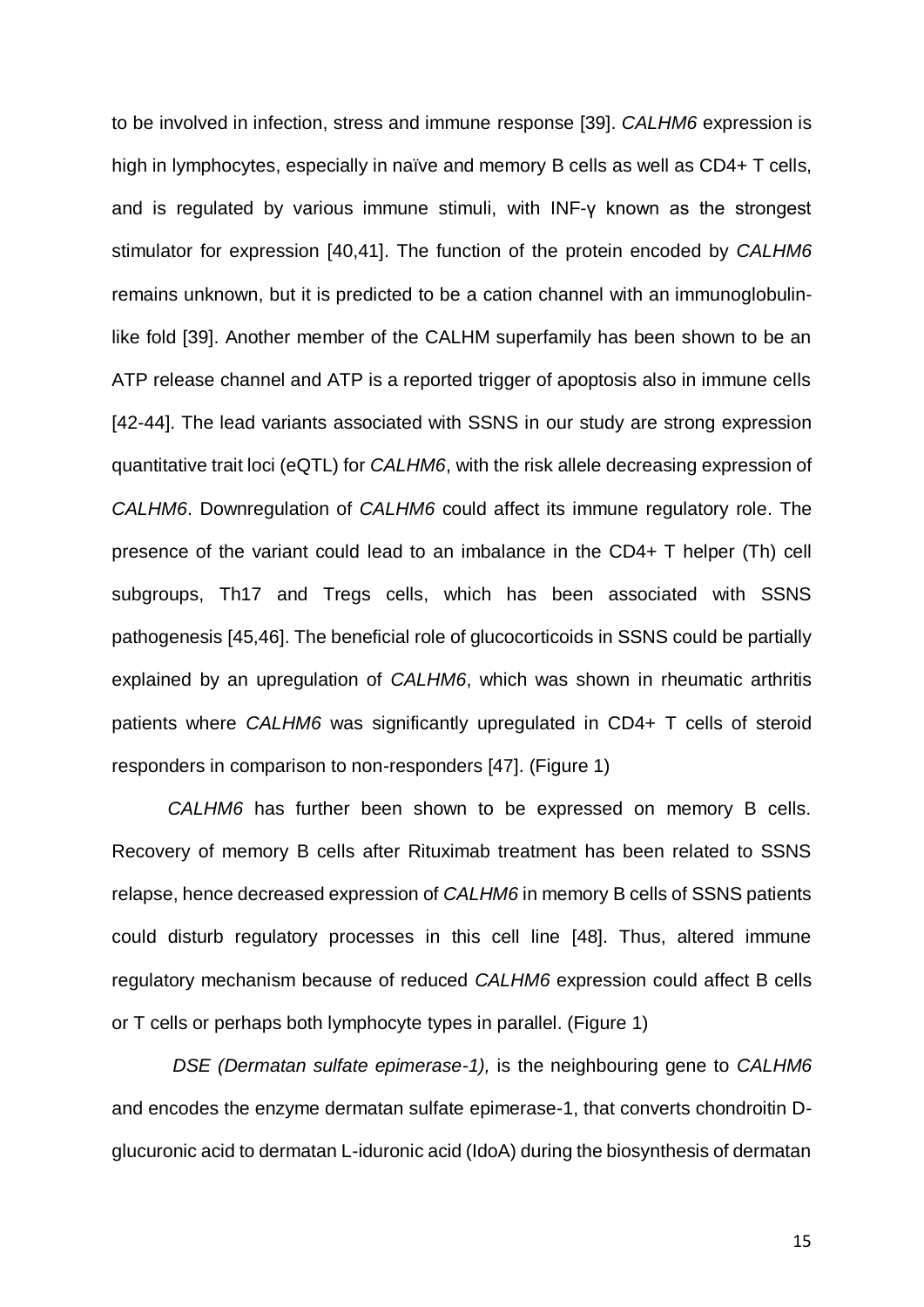to be involved in infection, stress and immune response [39]. *CALHM6* expression is high in lymphocytes, especially in naïve and memory B cells as well as CD4+ T cells, and is regulated by various immune stimuli, with INF-γ known as the strongest stimulator for expression [40,41]. The function of the protein encoded by *CALHM6* remains unknown, but it is predicted to be a cation channel with an immunoglobulin-like fold [39]. Another member of the CALHM superfamily has been shown to be an ATP release channel and ATP is a reported trigger of apoptosis also in immune cells [42-44]. The lead variants associated with SSNS in our study are strong expression quantitative trait loci (eQTL) for *CALHM6*, with the risk allele decreasing expression of *CALHM6*. Downregulation of *CALHM6* could affect its immune regulatory role. The presence of the variant could lead to an imbalance in the CD4+ T helper (Th) cell subgroups, Th17 and Tregs cells, which has been associated with SSNS pathogenesis [45,46]. The beneficial role of glucocorticoids in SSNS could be partially explained by an upregulation of *CALHM6*, which was shown in rheumatic arthritis patients where *CALHM6* was significantly upregulated in CD4+ T cells of steroid responders in comparison to non-responders [47]. (Figure 1)

*CALHM6* has further been shown to be expressed on memory B cells. Recovery of memory B cells after Rituximab treatment has been related to SSNS relapse, hence decreased expression of *CALHM6* in memory B cells of SSNS patients could disturb regulatory processes in this cell line [48]. Thus, altered immune regulatory mechanism because of reduced *CALHM6* expression could affect B cells or T cells or perhaps both lymphocyte types in parallel. (Figure 1)

*DSE (Dermatan sulfate epimerase-1),* is the neighbouring gene to *CALHM6* and encodes the enzyme dermatan sulfate epimerase-1, that converts chondroitin D-glucuronic acid to dermatan L-iduronic acid (IdoA) during the biosynthesis of dermatan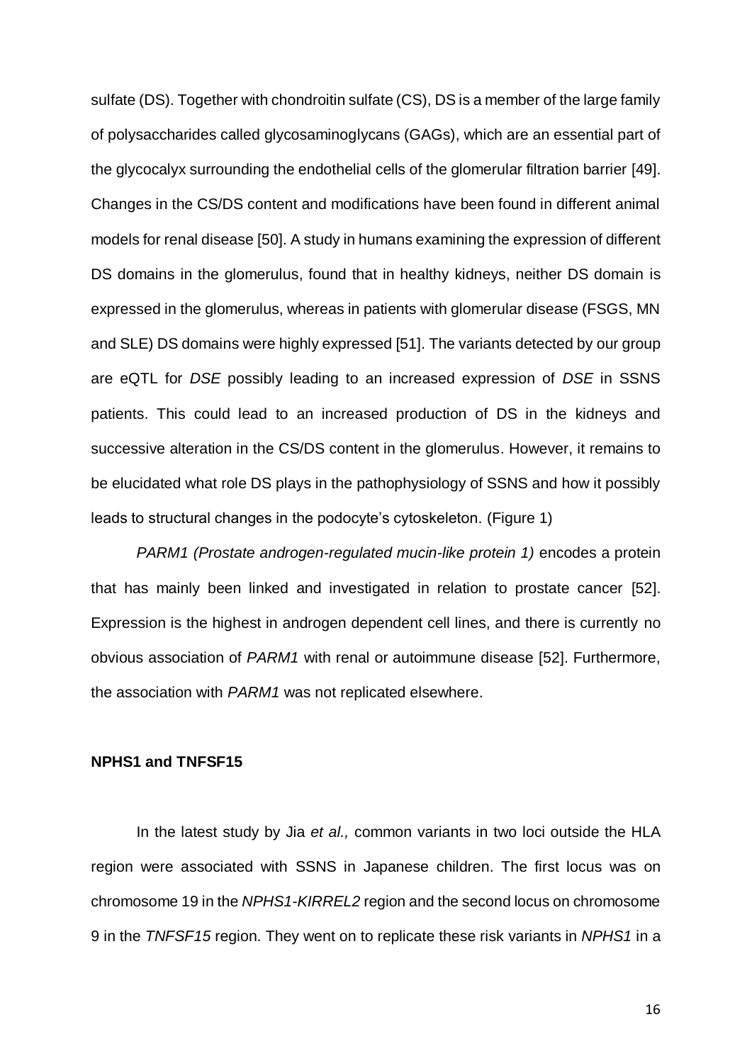sulfate (DS). Together with chondroitin sulfate (CS), DS is a member of the large family of polysaccharides called glycosaminoglycans (GAGs), which are an essential part of the glycocalyx surrounding the endothelial cells of the glomerular filtration barrier [49]. Changes in the CS/DS content and modifications have been found in different animal models for renal disease [50]. A study in humans examining the expression of different DS domains in the glomerulus, found that in healthy kidneys, neither DS domain is expressed in the glomerulus, whereas in patients with glomerular disease (FSGS, MN and SLE) DS domains were highly expressed [51]. The variants detected by our group are eQTL for *DSE* possibly leading to an increased expression of *DSE* in SSNS patients. This could lead to an increased production of DS in the kidneys and successive alteration in the CS/DS content in the glomerulus. However, it remains to be elucidated what role DS plays in the pathophysiology of SSNS and how it possibly leads to structural changes in the podocyte's cytoskeleton. (Figure 1)

*PARM1 (Prostate androgen-regulated mucin-like protein 1)* encodes a protein that has mainly been linked and investigated in relation to prostate cancer [52]. Expression is the highest in androgen dependent cell lines, and there is currently no obvious association of *PARM1* with renal or autoimmune disease [52]. Furthermore, the association with *PARM1* was not replicated elsewhere.

### NPHS1 and TNFSF15

In the latest study by Jia *et al.,* common variants in two loci outside the HLA region were associated with SSNS in Japanese children. The first locus was on chromosome 19 in the *NPHS1-KIRREL2* region and the second locus on chromosome 9 in the *TNFSF15* region. They went on to replicate these risk variants in *NPHS1* in a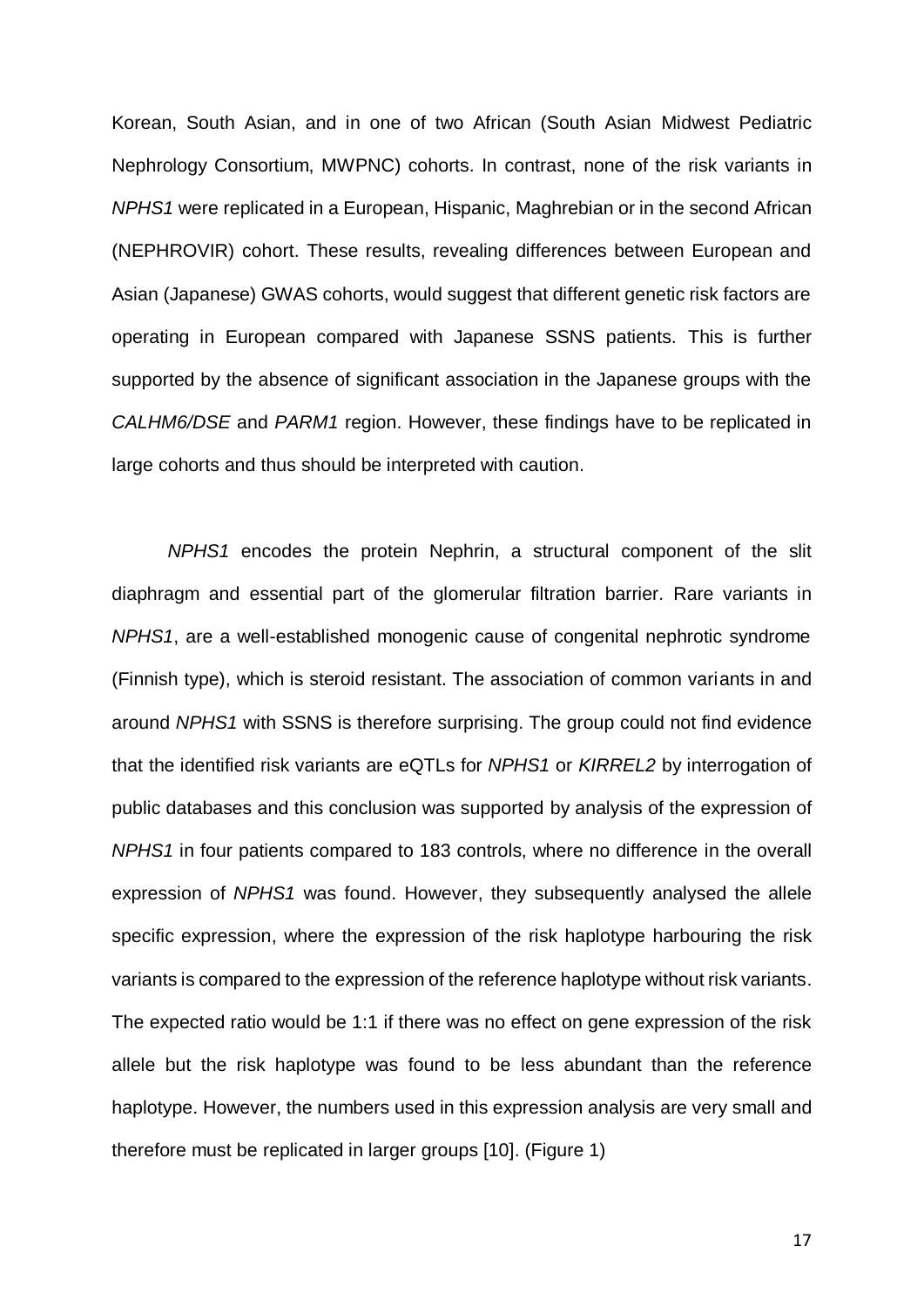Korean, South Asian, and in one of two African (South Asian Midwest Pediatric Nephrology Consortium, MWPNC) cohorts. In contrast, none of the risk variants in *NPHS1* were replicated in a European, Hispanic, Maghrebian or in the second African (NEPHROVIR) cohort. These results, revealing differences between European and Asian (Japanese) GWAS cohorts, would suggest that different genetic risk factors are operating in European compared with Japanese SSNS patients. This is further supported by the absence of significant association in the Japanese groups with the *CALHM6/DSE* and *PARM1* region. However, these findings have to be replicated in large cohorts and thus should be interpreted with caution.

*NPHS1* encodes the protein Nephrin, a structural component of the slit diaphragm and essential part of the glomerular filtration barrier. Rare variants in *NPHS1*, are a well-established monogenic cause of congenital nephrotic syndrome (Finnish type), which is steroid resistant. The association of common variants in and around *NPHS1* with SSNS is therefore surprising. The group could not find evidence that the identified risk variants are eQTLs for *NPHS1* or *KIRREL2* by interrogation of public databases and this conclusion was supported by analysis of the expression of *NPHS1* in four patients compared to 183 controls, where no difference in the overall expression of *NPHS1* was found. However, they subsequently analysed the allele specific expression, where the expression of the risk haplotype harbouring the risk variants is compared to the expression of the reference haplotype without risk variants. The expected ratio would be 1:1 if there was no effect on gene expression of the risk allele but the risk haplotype was found to be less abundant than the reference haplotype. However, the numbers used in this expression analysis are very small and therefore must be replicated in larger groups [10]. (Figure 1)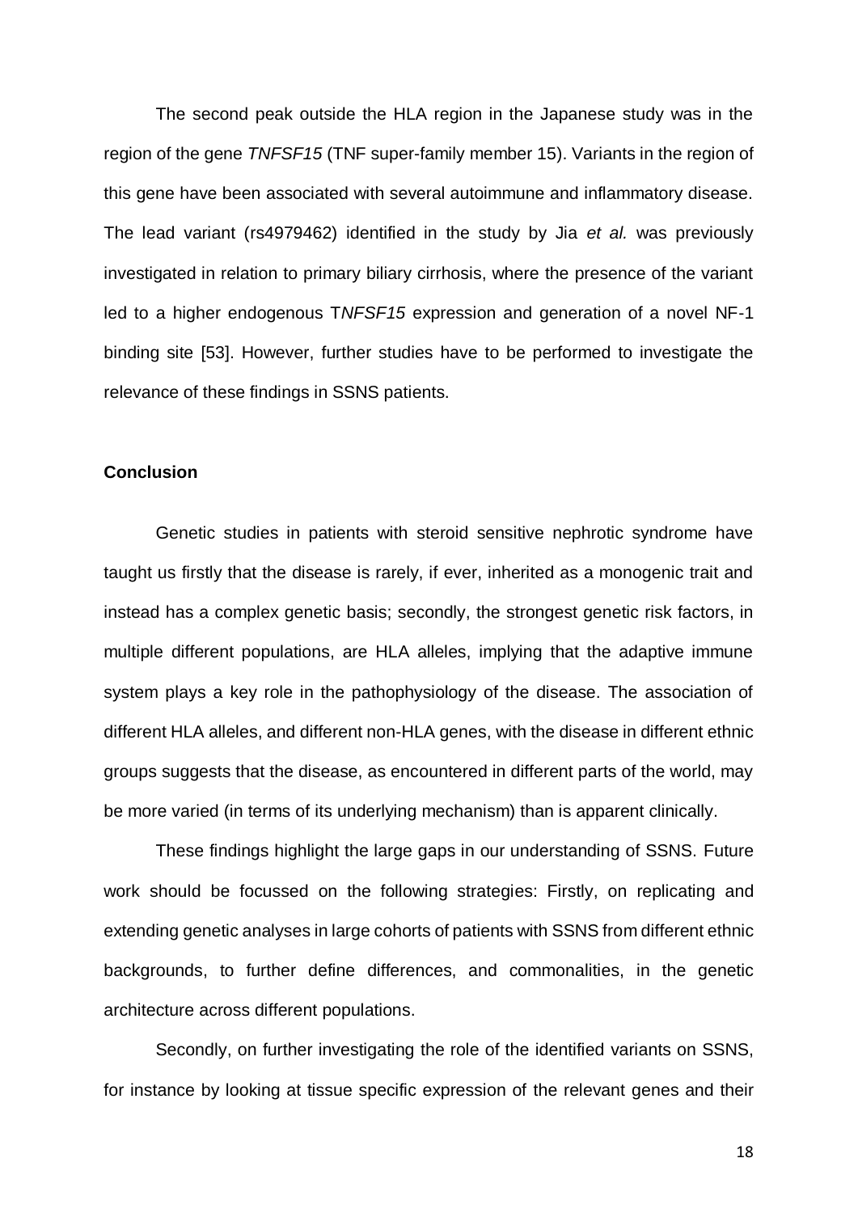The second peak outside the HLA region in the Japanese study was in the region of the gene *TNFSF15* (TNF super-family member 15). Variants in the region of this gene have been associated with several autoimmune and inflammatory disease. The lead variant (rs4979462) identified in the study by Jia *et al.* was previously investigated in relation to primary biliary cirrhosis, where the presence of the variant led to a higher endogenous T*NFSF15* expression and generation of a novel NF-1 binding site [53]. However, further studies have to be performed to investigate the relevance of these findings in SSNS patients.

**Conclusion**

Genetic studies in patients with steroid sensitive nephrotic syndrome have taught us firstly that the disease is rarely, if ever, inherited as a monogenic trait and instead has a complex genetic basis; secondly, the strongest genetic risk factors, in multiple different populations, are HLA alleles, implying that the adaptive immune system plays a key role in the pathophysiology of the disease. The association of different HLA alleles, and different non-HLA genes, with the disease in different ethnic groups suggests that the disease, as encountered in different parts of the world, may be more varied (in terms of its underlying mechanism) than is apparent clinically.

These findings highlight the large gaps in our understanding of SSNS. Future work should be focussed on the following strategies: Firstly, on replicating and extending genetic analyses in large cohorts of patients with SSNS from different ethnic backgrounds, to further define differences, and commonalities, in the genetic architecture across different populations.

Secondly, on further investigating the role of the identified variants on SSNS, for instance by looking at tissue specific expression of the relevant genes and their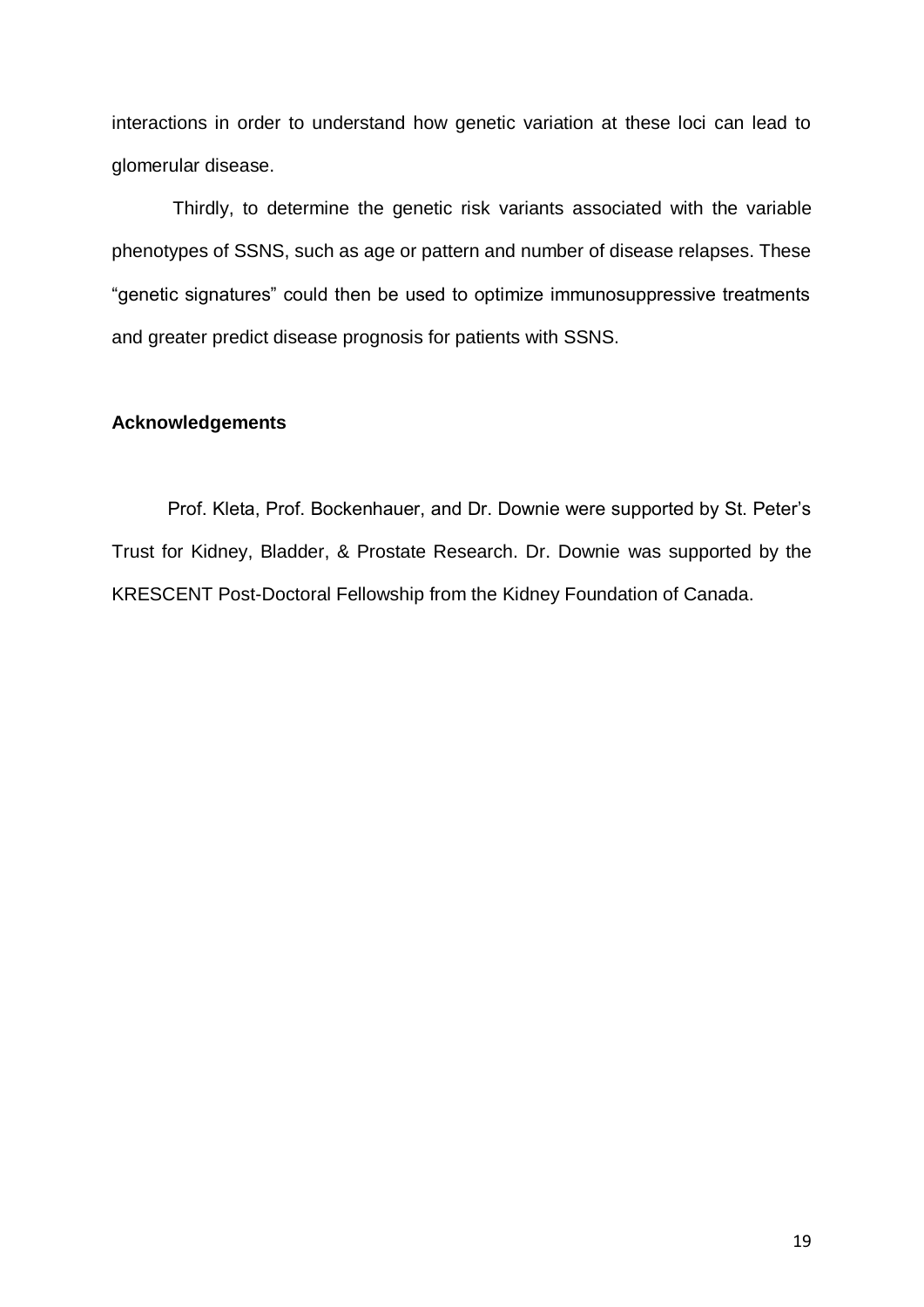interactions in order to understand how genetic variation at these loci can lead to glomerular disease.

Thirdly, to determine the genetic risk variants associated with the variable phenotypes of SSNS, such as age or pattern and number of disease relapses. These "genetic signatures" could then be used to optimize immunosuppressive treatments and greater predict disease prognosis for patients with SSNS.

## Acknowledgements

Prof. Kleta, Prof. Bockenhauer, and Dr. Downie were supported by St. Peter's Trust for Kidney, Bladder, & Prostate Research. Dr. Downie was supported by the KRESCENT Post-Doctoral Fellowship from the Kidney Foundation of Canada.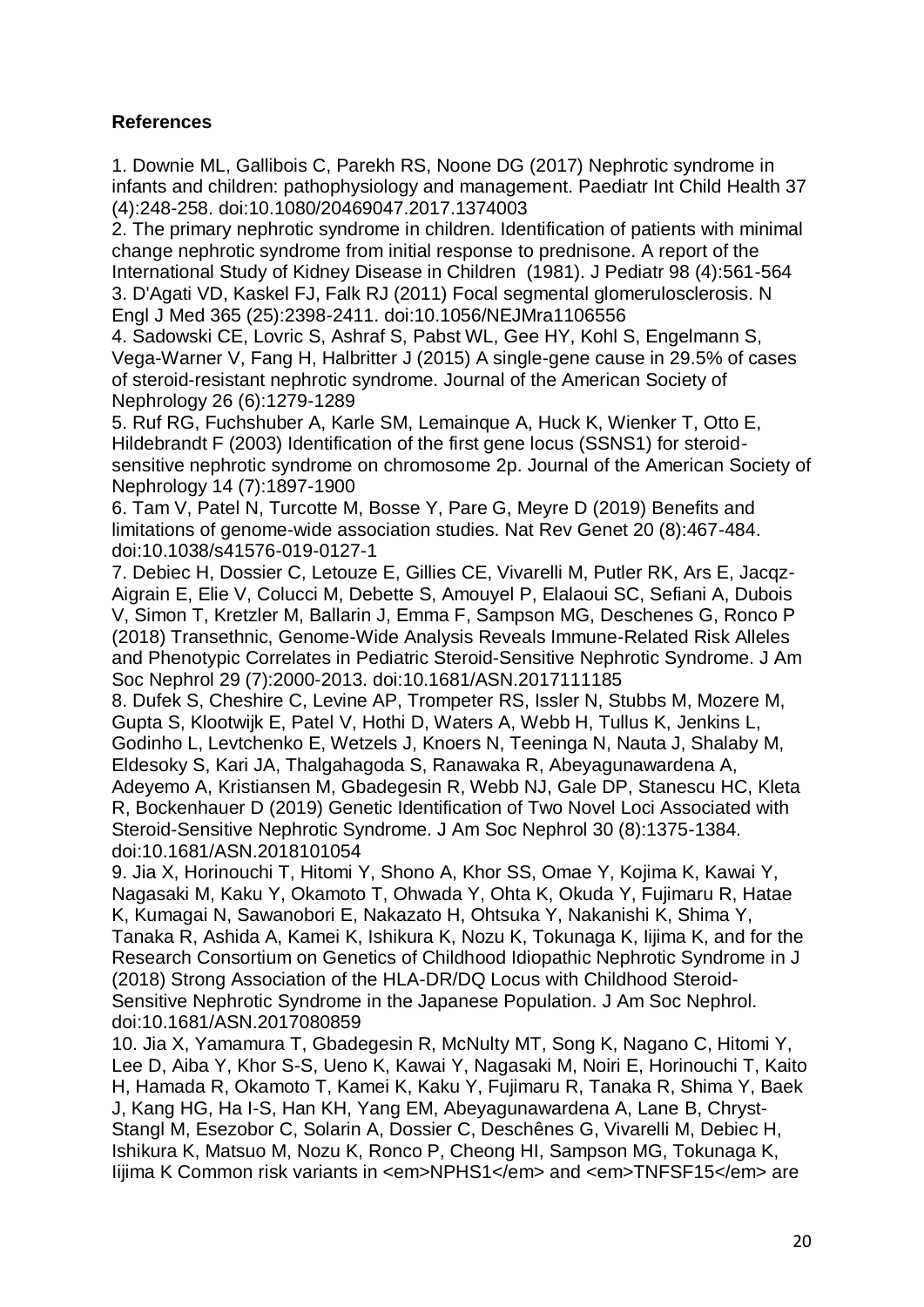**References**

1. Downie ML, Gallibois C, Parekh RS, Noone DG (2017) Nephrotic syndrome in infants and children: pathophysiology and management. Paediatr Int Child Health 37 (4):248-258. doi:10.1080/20469047.2017.1374003
2. The primary nephrotic syndrome in children. Identification of patients with minimal change nephrotic syndrome from initial response to prednisone. A report of the International Study of Kidney Disease in Children  (1981). J Pediatr 98 (4):561-564
3. D'Agati VD, Kaskel FJ, Falk RJ (2011) Focal segmental glomerulosclerosis. N Engl J Med 365 (25):2398-2411. doi:10.1056/NEJMra1106556
4. Sadowski CE, Lovric S, Ashraf S, Pabst WL, Gee HY, Kohl S, Engelmann S, Vega-Warner V, Fang H, Halbritter J (2015) A single-gene cause in 29.5% of cases of steroid-resistant nephrotic syndrome. Journal of the American Society of Nephrology 26 (6):1279-1289
5. Ruf RG, Fuchshuber A, Karle SM, Lemainque A, Huck K, Wienker T, Otto E, Hildebrandt F (2003) Identification of the first gene locus (SSNS1) for steroid-sensitive nephrotic syndrome on chromosome 2p. Journal of the American Society of Nephrology 14 (7):1897-1900
6. Tam V, Patel N, Turcotte M, Bosse Y, Pare G, Meyre D (2019) Benefits and limitations of genome-wide association studies. Nat Rev Genet 20 (8):467-484. doi:10.1038/s41576-019-0127-1
7. Debiec H, Dossier C, Letouze E, Gillies CE, Vivarelli M, Putler RK, Ars E, Jacqz-Aigrain E, Elie V, Colucci M, Debette S, Amouyel P, Elalaoui SC, Sefiani A, Dubois V, Simon T, Kretzler M, Ballarin J, Emma F, Sampson MG, Deschenes G, Ronco P (2018) Transethnic, Genome-Wide Analysis Reveals Immune-Related Risk Alleles and Phenotypic Correlates in Pediatric Steroid-Sensitive Nephrotic Syndrome. J Am Soc Nephrol 29 (7):2000-2013. doi:10.1681/ASN.2017111185
8. Dufek S, Cheshire C, Levine AP, Trompeter RS, Issler N, Stubbs M, Mozere M, Gupta S, Klootwijk E, Patel V, Hothi D, Waters A, Webb H, Tullus K, Jenkins L, Godinho L, Levtchenko E, Wetzels J, Knoers N, Teeninga N, Nauta J, Shalaby M, Eldesoky S, Kari JA, Thalgahagoda S, Ranawaka R, Abeyagunawardena A, Adeyemo A, Kristiansen M, Gbadegesin R, Webb NJ, Gale DP, Stanescu HC, Kleta R, Bockenhauer D (2019) Genetic Identification of Two Novel Loci Associated with Steroid-Sensitive Nephrotic Syndrome. J Am Soc Nephrol 30 (8):1375-1384. doi:10.1681/ASN.2018101054
9. Jia X, Horinouchi T, Hitomi Y, Shono A, Khor SS, Omae Y, Kojima K, Kawai Y, Nagasaki M, Kaku Y, Okamoto T, Ohwada Y, Ohta K, Okuda Y, Fujimaru R, Hatae K, Kumagai N, Sawanobori E, Nakazato H, Ohtsuka Y, Nakanishi K, Shima Y, Tanaka R, Ashida A, Kamei K, Ishikura K, Nozu K, Tokunaga K, Iijima K, and for the Research Consortium on Genetics of Childhood Idiopathic Nephrotic Syndrome in J (2018) Strong Association of the HLA-DR/DQ Locus with Childhood Steroid-Sensitive Nephrotic Syndrome in the Japanese Population. J Am Soc Nephrol. doi:10.1681/ASN.2017080859
10. Jia X, Yamamura T, Gbadegesin R, McNulty MT, Song K, Nagano C, Hitomi Y, Lee D, Aiba Y, Khor S-S, Ueno K, Kawai Y, Nagasaki M, Noiri E, Horinouchi T, Kaito H, Hamada R, Okamoto T, Kamei K, Kaku Y, Fujimaru R, Tanaka R, Shima Y, Baek J, Kang HG, Ha I-S, Han KH, Yang EM, Abeyagunawardena A, Lane B, Chryst-Stangl M, Esezobor C, Solarin A, Dossier C, Deschênes G, Vivarelli M, Debiec H, Ishikura K, Matsuo M, Nozu K, Ronco P, Cheong HI, Sampson MG, Tokunaga K, Iijima K Common risk variants in <em>NPHS1</em> and <em>TNFSF15</em> are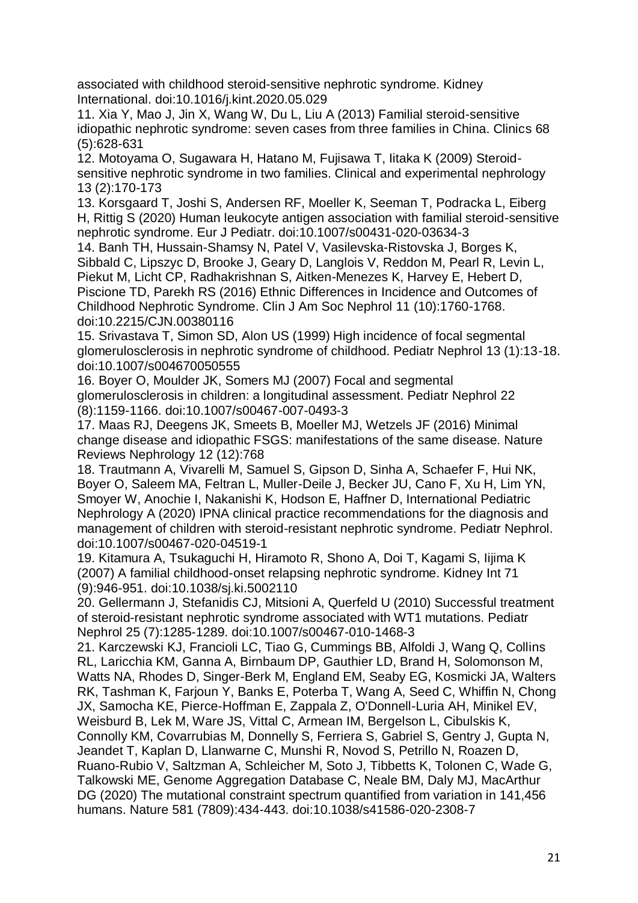associated with childhood steroid-sensitive nephrotic syndrome. Kidney International. doi:10.1016/j.kint.2020.05.029

11. Xia Y, Mao J, Jin X, Wang W, Du L, Liu A (2013) Familial steroid-sensitive idiopathic nephrotic syndrome: seven cases from three families in China. Clinics 68 (5):628-631

12. Motoyama O, Sugawara H, Hatano M, Fujisawa T, Iitaka K (2009) Steroid-sensitive nephrotic syndrome in two families. Clinical and experimental nephrology 13 (2):170-173

13. Korsgaard T, Joshi S, Andersen RF, Moeller K, Seeman T, Podracka L, Eiberg H, Rittig S (2020) Human leukocyte antigen association with familial steroid-sensitive nephrotic syndrome. Eur J Pediatr. doi:10.1007/s00431-020-03634-3

14. Banh TH, Hussain-Shamsy N, Patel V, Vasilevska-Ristovska J, Borges K, Sibbald C, Lipszyc D, Brooke J, Geary D, Langlois V, Reddon M, Pearl R, Levin L, Piekut M, Licht CP, Radhakrishnan S, Aitken-Menezes K, Harvey E, Hebert D, Piscione TD, Parekh RS (2016) Ethnic Differences in Incidence and Outcomes of Childhood Nephrotic Syndrome. Clin J Am Soc Nephrol 11 (10):1760-1768. doi:10.2215/CJN.00380116

15. Srivastava T, Simon SD, Alon US (1999) High incidence of focal segmental glomerulosclerosis in nephrotic syndrome of childhood. Pediatr Nephrol 13 (1):13-18. doi:10.1007/s004670050555

16. Boyer O, Moulder JK, Somers MJ (2007) Focal and segmental glomerulosclerosis in children: a longitudinal assessment. Pediatr Nephrol 22 (8):1159-1166. doi:10.1007/s00467-007-0493-3

17. Maas RJ, Deegens JK, Smeets B, Moeller MJ, Wetzels JF (2016) Minimal change disease and idiopathic FSGS: manifestations of the same disease. Nature Reviews Nephrology 12 (12):768

18. Trautmann A, Vivarelli M, Samuel S, Gipson D, Sinha A, Schaefer F, Hui NK, Boyer O, Saleem MA, Feltran L, Muller-Deile J, Becker JU, Cano F, Xu H, Lim YN, Smoyer W, Anochie I, Nakanishi K, Hodson E, Haffner D, International Pediatric Nephrology A (2020) IPNA clinical practice recommendations for the diagnosis and management of children with steroid-resistant nephrotic syndrome. Pediatr Nephrol. doi:10.1007/s00467-020-04519-1

19. Kitamura A, Tsukaguchi H, Hiramoto R, Shono A, Doi T, Kagami S, Iijima K (2007) A familial childhood-onset relapsing nephrotic syndrome. Kidney Int 71 (9):946-951. doi:10.1038/sj.ki.5002110

20. Gellermann J, Stefanidis CJ, Mitsioni A, Querfeld U (2010) Successful treatment of steroid-resistant nephrotic syndrome associated with WT1 mutations. Pediatr Nephrol 25 (7):1285-1289. doi:10.1007/s00467-010-1468-3

21. Karczewski KJ, Francioli LC, Tiao G, Cummings BB, Alfoldi J, Wang Q, Collins RL, Laricchia KM, Ganna A, Birnbaum DP, Gauthier LD, Brand H, Solomonson M, Watts NA, Rhodes D, Singer-Berk M, England EM, Seaby EG, Kosmicki JA, Walters RK, Tashman K, Farjoun Y, Banks E, Poterba T, Wang A, Seed C, Whiffin N, Chong JX, Samocha KE, Pierce-Hoffman E, Zappala Z, O'Donnell-Luria AH, Minikel EV, Weisburd B, Lek M, Ware JS, Vittal C, Armean IM, Bergelson L, Cibulskis K, Connolly KM, Covarrubias M, Donnelly S, Ferriera S, Gabriel S, Gentry J, Gupta N, Jeandet T, Kaplan D, Llanwarne C, Munshi R, Novod S, Petrillo N, Roazen D, Ruano-Rubio V, Saltzman A, Schleicher M, Soto J, Tibbetts K, Tolonen C, Wade G, Talkowski ME, Genome Aggregation Database C, Neale BM, Daly MJ, MacArthur DG (2020) The mutational constraint spectrum quantified from variation in 141,456 humans. Nature 581 (7809):434-443. doi:10.1038/s41586-020-2308-7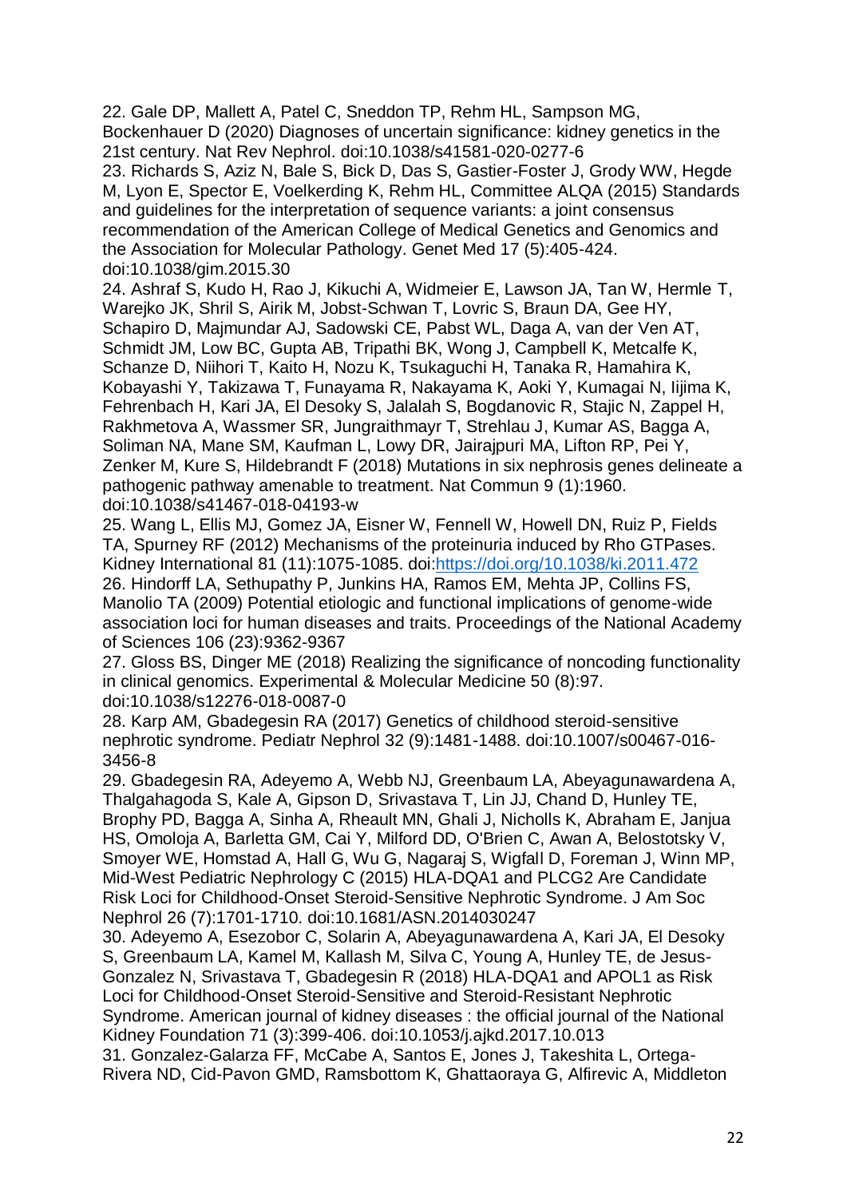22. Gale DP, Mallett A, Patel C, Sneddon TP, Rehm HL, Sampson MG, Bockenhauer D (2020) Diagnoses of uncertain significance: kidney genetics in the 21st century. Nat Rev Nephrol. doi:10.1038/s41581-020-0277-6

23. Richards S, Aziz N, Bale S, Bick D, Das S, Gastier-Foster J, Grody WW, Hegde M, Lyon E, Spector E, Voelkerding K, Rehm HL, Committee ALQA (2015) Standards and guidelines for the interpretation of sequence variants: a joint consensus recommendation of the American College of Medical Genetics and Genomics and the Association for Molecular Pathology. Genet Med 17 (5):405-424. doi:10.1038/gim.2015.30

24. Ashraf S, Kudo H, Rao J, Kikuchi A, Widmeier E, Lawson JA, Tan W, Hermle T, Warejko JK, Shril S, Airik M, Jobst-Schwan T, Lovric S, Braun DA, Gee HY, Schapiro D, Majmundar AJ, Sadowski CE, Pabst WL, Daga A, van der Ven AT, Schmidt JM, Low BC, Gupta AB, Tripathi BK, Wong J, Campbell K, Metcalfe K, Schanze D, Niihori T, Kaito H, Nozu K, Tsukaguchi H, Tanaka R, Hamahira K, Kobayashi Y, Takizawa T, Funayama R, Nakayama K, Aoki Y, Kumagai N, Iijima K, Fehrenbach H, Kari JA, El Desoky S, Jalalah S, Bogdanovic R, Stajic N, Zappel H, Rakhmetova A, Wassmer SR, Jungraithmayr T, Strehlau J, Kumar AS, Bagga A, Soliman NA, Mane SM, Kaufman L, Lowy DR, Jairajpuri MA, Lifton RP, Pei Y, Zenker M, Kure S, Hildebrandt F (2018) Mutations in six nephrosis genes delineate a pathogenic pathway amenable to treatment. Nat Commun 9 (1):1960. doi:10.1038/s41467-018-04193-w

25. Wang L, Ellis MJ, Gomez JA, Eisner W, Fennell W, Howell DN, Ruiz P, Fields TA, Spurney RF (2012) Mechanisms of the proteinuria induced by Rho GTPases. Kidney International 81 (11):1075-1085. doi:https://doi.org/10.1038/ki.2011.472

26. Hindorff LA, Sethupathy P, Junkins HA, Ramos EM, Mehta JP, Collins FS, Manolio TA (2009) Potential etiologic and functional implications of genome-wide association loci for human diseases and traits. Proceedings of the National Academy of Sciences 106 (23):9362-9367

27. Gloss BS, Dinger ME (2018) Realizing the significance of noncoding functionality in clinical genomics. Experimental & Molecular Medicine 50 (8):97. doi:10.1038/s12276-018-0087-0

28. Karp AM, Gbadegesin RA (2017) Genetics of childhood steroid-sensitive nephrotic syndrome. Pediatr Nephrol 32 (9):1481-1488. doi:10.1007/s00467-016-3456-8

29. Gbadegesin RA, Adeyemo A, Webb NJ, Greenbaum LA, Abeyagunawardena A, Thalgahagoda S, Kale A, Gipson D, Srivastava T, Lin JJ, Chand D, Hunley TE, Brophy PD, Bagga A, Sinha A, Rheault MN, Ghali J, Nicholls K, Abraham E, Janjua HS, Omoloja A, Barletta GM, Cai Y, Milford DD, O'Brien C, Awan A, Belostotsky V, Smoyer WE, Homstad A, Hall G, Wu G, Nagaraj S, Wigfall D, Foreman J, Winn MP, Mid-West Pediatric Nephrology C (2015) HLA-DQA1 and PLCG2 Are Candidate Risk Loci for Childhood-Onset Steroid-Sensitive Nephrotic Syndrome. J Am Soc Nephrol 26 (7):1701-1710. doi:10.1681/ASN.2014030247

30. Adeyemo A, Esezobor C, Solarin A, Abeyagunawardena A, Kari JA, El Desoky S, Greenbaum LA, Kamel M, Kallash M, Silva C, Young A, Hunley TE, de Jesus-Gonzalez N, Srivastava T, Gbadegesin R (2018) HLA-DQA1 and APOL1 as Risk Loci for Childhood-Onset Steroid-Sensitive and Steroid-Resistant Nephrotic Syndrome. American journal of kidney diseases : the official journal of the National Kidney Foundation 71 (3):399-406. doi:10.1053/j.ajkd.2017.10.013

31. Gonzalez-Galarza FF, McCabe A, Santos E, Jones J, Takeshita L, Ortega-Rivera ND, Cid-Pavon GMD, Ramsbottom K, Ghattaoraya G, Alfirevic A, Middleton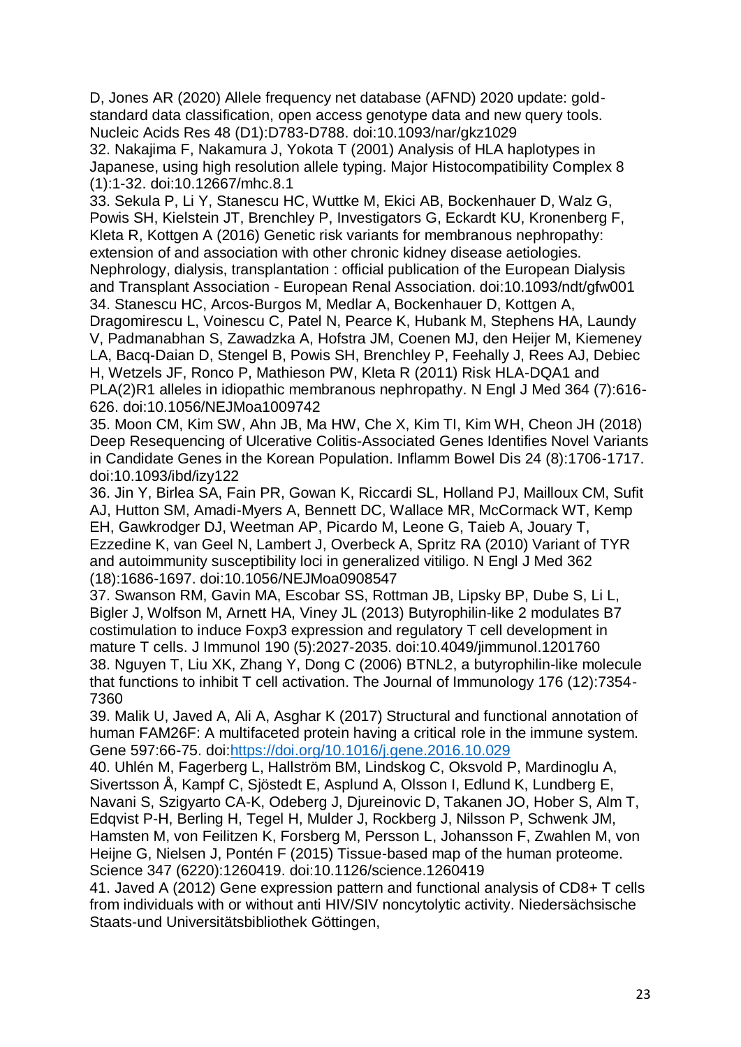D, Jones AR (2020) Allele frequency net database (AFND) 2020 update: gold-standard data classification, open access genotype data and new query tools. Nucleic Acids Res 48 (D1):D783-D788. doi:10.1093/nar/gkz1029

32. Nakajima F, Nakamura J, Yokota T (2001) Analysis of HLA haplotypes in Japanese, using high resolution allele typing. Major Histocompatibility Complex 8 (1):1-32. doi:10.12667/mhc.8.1

33. Sekula P, Li Y, Stanescu HC, Wuttke M, Ekici AB, Bockenhauer D, Walz G, Powis SH, Kielstein JT, Brenchley P, Investigators G, Eckardt KU, Kronenberg F, Kleta R, Kottgen A (2016) Genetic risk variants for membranous nephropathy: extension of and association with other chronic kidney disease aetiologies. Nephrology, dialysis, transplantation : official publication of the European Dialysis and Transplant Association - European Renal Association. doi:10.1093/ndt/gfw001

34. Stanescu HC, Arcos-Burgos M, Medlar A, Bockenhauer D, Kottgen A, Dragomirescu L, Voinescu C, Patel N, Pearce K, Hubank M, Stephens HA, Laundy V, Padmanabhan S, Zawadzka A, Hofstra JM, Coenen MJ, den Heijer M, Kiemeney LA, Bacq-Daian D, Stengel B, Powis SH, Brenchley P, Feehally J, Rees AJ, Debiec H, Wetzels JF, Ronco P, Mathieson PW, Kleta R (2011) Risk HLA-DQA1 and PLA(2)R1 alleles in idiopathic membranous nephropathy. N Engl J Med 364 (7):616-626. doi:10.1056/NEJMoa1009742

35. Moon CM, Kim SW, Ahn JB, Ma HW, Che X, Kim TI, Kim WH, Cheon JH (2018) Deep Resequencing of Ulcerative Colitis-Associated Genes Identifies Novel Variants in Candidate Genes in the Korean Population. Inflamm Bowel Dis 24 (8):1706-1717. doi:10.1093/ibd/izy122

36. Jin Y, Birlea SA, Fain PR, Gowan K, Riccardi SL, Holland PJ, Mailloux CM, Sufit AJ, Hutton SM, Amadi-Myers A, Bennett DC, Wallace MR, McCormack WT, Kemp EH, Gawkrodger DJ, Weetman AP, Picardo M, Leone G, Taieb A, Jouary T, Ezzedine K, van Geel N, Lambert J, Overbeck A, Spritz RA (2010) Variant of TYR and autoimmunity susceptibility loci in generalized vitiligo. N Engl J Med 362 (18):1686-1697. doi:10.1056/NEJMoa0908547

37. Swanson RM, Gavin MA, Escobar SS, Rottman JB, Lipsky BP, Dube S, Li L, Bigler J, Wolfson M, Arnett HA, Viney JL (2013) Butyrophilin-like 2 modulates B7 costimulation to induce Foxp3 expression and regulatory T cell development in mature T cells. J Immunol 190 (5):2027-2035. doi:10.4049/jimmunol.1201760

38. Nguyen T, Liu XK, Zhang Y, Dong C (2006) BTNL2, a butyrophilin-like molecule that functions to inhibit T cell activation. The Journal of Immunology 176 (12):7354-7360

39. Malik U, Javed A, Ali A, Asghar K (2017) Structural and functional annotation of human FAM26F: A multifaceted protein having a critical role in the immune system. Gene 597:66-75. doi:https://doi.org/10.1016/j.gene.2016.10.029

40. Uhlén M, Fagerberg L, Hallström BM, Lindskog C, Oksvold P, Mardinoglu A, Sivertsson Å, Kampf C, Sjöstedt E, Asplund A, Olsson I, Edlund K, Lundberg E, Navani S, Szigyarto CA-K, Odeberg J, Djureinovic D, Takanen JO, Hober S, Alm T, Edqvist P-H, Berling H, Tegel H, Mulder J, Rockberg J, Nilsson P, Schwenk JM, Hamsten M, von Feilitzen K, Forsberg M, Persson L, Johansson F, Zwahlen M, von Heijne G, Nielsen J, Pontén F (2015) Tissue-based map of the human proteome. Science 347 (6220):1260419. doi:10.1126/science.1260419

41. Javed A (2012) Gene expression pattern and functional analysis of CD8+ T cells from individuals with or without anti HIV/SIV noncytolytic activity. Niedersächsische Staats-und Universitätsbibliothek Göttingen,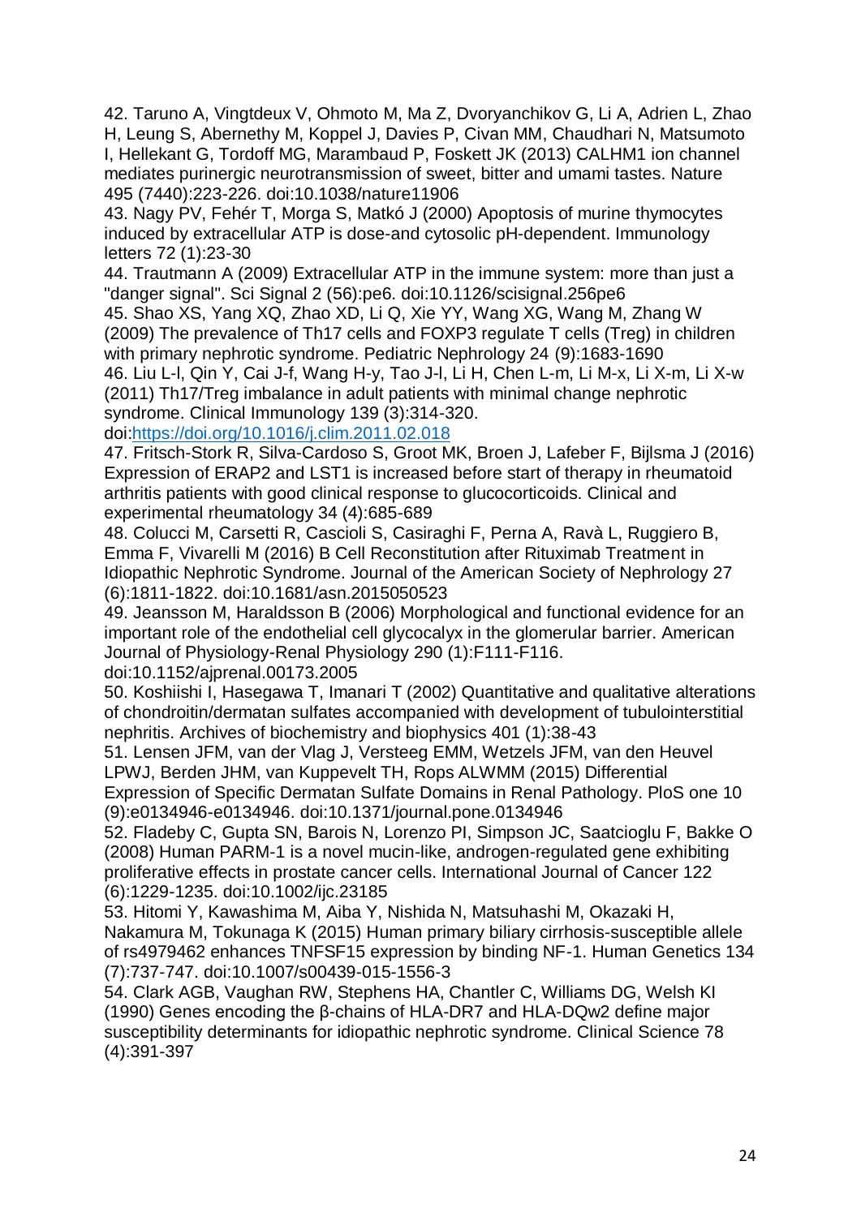42. Taruno A, Vingtdeux V, Ohmoto M, Ma Z, Dvoryanchikov G, Li A, Adrien L, Zhao H, Leung S, Abernethy M, Koppel J, Davies P, Civan MM, Chaudhari N, Matsumoto I, Hellekant G, Tordoff MG, Marambaud P, Foskett JK (2013) CALHM1 ion channel mediates purinergic neurotransmission of sweet, bitter and umami tastes. Nature 495 (7440):223-226. doi:10.1038/nature11906

43. Nagy PV, Fehér T, Morga S, Matkó J (2000) Apoptosis of murine thymocytes induced by extracellular ATP is dose-and cytosolic pH-dependent. Immunology letters 72 (1):23-30

44. Trautmann A (2009) Extracellular ATP in the immune system: more than just a "danger signal". Sci Signal 2 (56):pe6. doi:10.1126/scisignal.256pe6

45. Shao XS, Yang XQ, Zhao XD, Li Q, Xie YY, Wang XG, Wang M, Zhang W (2009) The prevalence of Th17 cells and FOXP3 regulate T cells (Treg) in children with primary nephrotic syndrome. Pediatric Nephrology 24 (9):1683-1690

46. Liu L-l, Qin Y, Cai J-f, Wang H-y, Tao J-l, Li H, Chen L-m, Li M-x, Li X-m, Li X-w (2011) Th17/Treg imbalance in adult patients with minimal change nephrotic syndrome. Clinical Immunology 139 (3):314-320. doi:https://doi.org/10.1016/j.clim.2011.02.018

47. Fritsch-Stork R, Silva-Cardoso S, Groot MK, Broen J, Lafeber F, Bijlsma J (2016) Expression of ERAP2 and LST1 is increased before start of therapy in rheumatoid arthritis patients with good clinical response to glucocorticoids. Clinical and experimental rheumatology 34 (4):685-689

48. Colucci M, Carsetti R, Cascioli S, Casiraghi F, Perna A, Ravà L, Ruggiero B, Emma F, Vivarelli M (2016) B Cell Reconstitution after Rituximab Treatment in Idiopathic Nephrotic Syndrome. Journal of the American Society of Nephrology 27 (6):1811-1822. doi:10.1681/asn.2015050523

49. Jeansson M, Haraldsson B (2006) Morphological and functional evidence for an important role of the endothelial cell glycocalyx in the glomerular barrier. American Journal of Physiology-Renal Physiology 290 (1):F111-F116. doi:10.1152/ajprenal.00173.2005

50. Koshiishi I, Hasegawa T, Imanari T (2002) Quantitative and qualitative alterations of chondroitin/dermatan sulfates accompanied with development of tubulointerstitial nephritis. Archives of biochemistry and biophysics 401 (1):38-43

51. Lensen JFM, van der Vlag J, Versteeg EMM, Wetzels JFM, van den Heuvel LPWJ, Berden JHM, van Kuppevelt TH, Rops ALWMM (2015) Differential Expression of Specific Dermatan Sulfate Domains in Renal Pathology. PloS one 10 (9):e0134946-e0134946. doi:10.1371/journal.pone.0134946

52. Fladeby C, Gupta SN, Barois N, Lorenzo PI, Simpson JC, Saatcioglu F, Bakke O (2008) Human PARM-1 is a novel mucin-like, androgen-regulated gene exhibiting proliferative effects in prostate cancer cells. International Journal of Cancer 122 (6):1229-1235. doi:10.1002/ijc.23185

53. Hitomi Y, Kawashima M, Aiba Y, Nishida N, Matsuhashi M, Okazaki H, Nakamura M, Tokunaga K (2015) Human primary biliary cirrhosis-susceptible allele of rs4979462 enhances TNFSF15 expression by binding NF-1. Human Genetics 134 (7):737-747. doi:10.1007/s00439-015-1556-3

54. Clark AGB, Vaughan RW, Stephens HA, Chantler C, Williams DG, Welsh KI (1990) Genes encoding the β-chains of HLA-DR7 and HLA-DQw2 define major susceptibility determinants for idiopathic nephrotic syndrome. Clinical Science 78 (4):391-397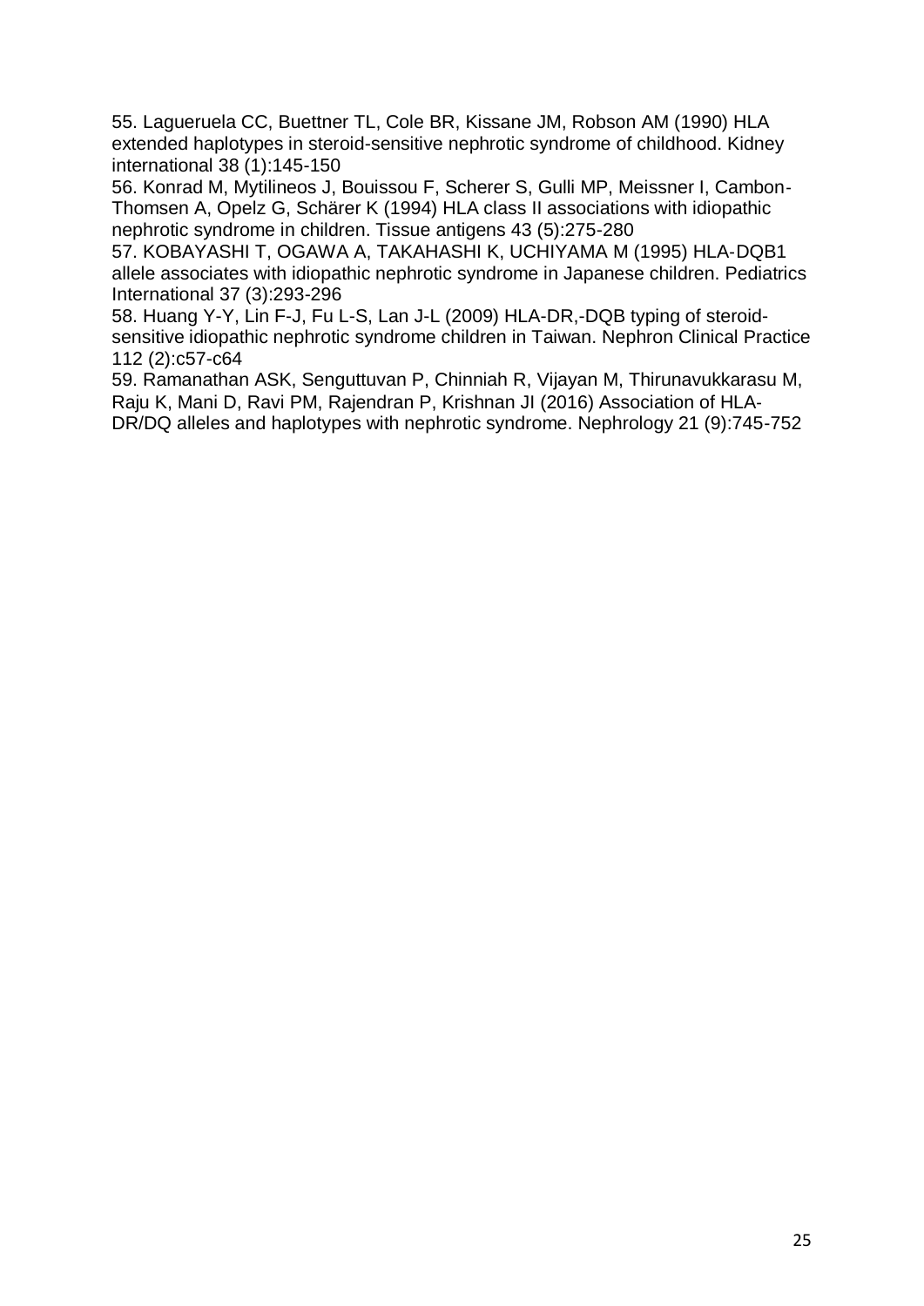55. Lagueruela CC, Buettner TL, Cole BR, Kissane JM, Robson AM (1990) HLA extended haplotypes in steroid-sensitive nephrotic syndrome of childhood. Kidney international 38 (1):145-150

56. Konrad M, Mytilineos J, Bouissou F, Scherer S, Gulli MP, Meissner I, Cambon-Thomsen A, Opelz G, Schärer K (1994) HLA class II associations with idiopathic nephrotic syndrome in children. Tissue antigens 43 (5):275-280

57. KOBAYASHI T, OGAWA A, TAKAHASHI K, UCHIYAMA M (1995) HLA-DQB1 allele associates with idiopathic nephrotic syndrome in Japanese children. Pediatrics International 37 (3):293-296

58. Huang Y-Y, Lin F-J, Fu L-S, Lan J-L (2009) HLA-DR,-DQB typing of steroid-sensitive idiopathic nephrotic syndrome children in Taiwan. Nephron Clinical Practice 112 (2):c57-c64

59. Ramanathan ASK, Senguttuvan P, Chinniah R, Vijayan M, Thirunavukkarasu M, Raju K, Mani D, Ravi PM, Rajendran P, Krishnan JI (2016) Association of HLA-DR/DQ alleles and haplotypes with nephrotic syndrome. Nephrology 21 (9):745-752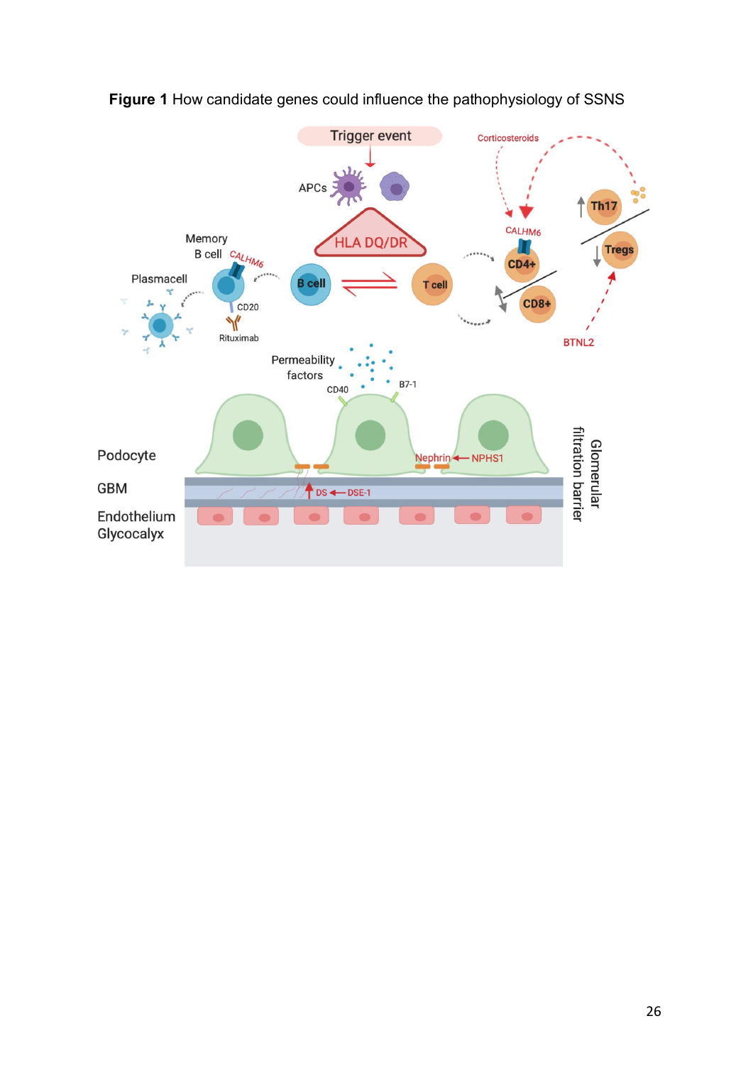**Figure 1** How candidate genes could influence the pathophysiology of SSNS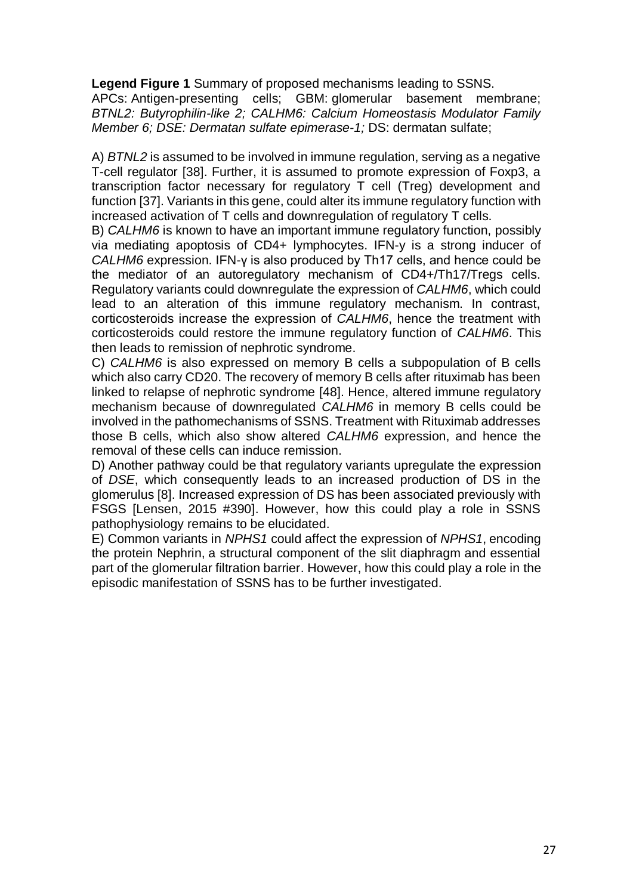**Legend Figure 1** Summary of proposed mechanisms leading to SSNS.
APCs: Antigen-presenting cells; GBM: glomerular basement membrane; *BTNL2: Butyrophilin-like 2; CALHM6: Calcium Homeostasis Modulator Family Member 6; DSE: Dermatan sulfate epimerase-1;* DS: dermatan sulfate;

A) *BTNL2* is assumed to be involved in immune regulation, serving as a negative T-cell regulator [38]. Further, it is assumed to promote expression of Foxp3, a transcription factor necessary for regulatory T cell (Treg) development and function [37]. Variants in this gene, could alter its immune regulatory function with increased activation of T cells and downregulation of regulatory T cells.

B) *CALHM6* is known to have an important immune regulatory function, possibly via mediating apoptosis of CD4+ lymphocytes. IFN-y is a strong inducer of *CALHM6* expression. IFN-γ is also produced by Th17 cells, and hence could be the mediator of an autoregulatory mechanism of CD4+/Th17/Tregs cells. Regulatory variants could downregulate the expression of *CALHM6*, which could lead to an alteration of this immune regulatory mechanism. In contrast, corticosteroids increase the expression of *CALHM6*, hence the treatment with corticosteroids could restore the immune regulatory function of *CALHM6*. This then leads to remission of nephrotic syndrome.

C) *CALHM6* is also expressed on memory B cells a subpopulation of B cells which also carry CD20. The recovery of memory B cells after rituximab has been linked to relapse of nephrotic syndrome [48]. Hence, altered immune regulatory mechanism because of downregulated *CALHM6* in memory B cells could be involved in the pathomechanisms of SSNS. Treatment with Rituximab addresses those B cells, which also show altered *CALHM6* expression, and hence the removal of these cells can induce remission.

D) Another pathway could be that regulatory variants upregulate the expression of *DSE*, which consequently leads to an increased production of DS in the glomerulus [8]. Increased expression of DS has been associated previously with FSGS [Lensen, 2015 #390]. However, how this could play a role in SSNS pathophysiology remains to be elucidated.

E) Common variants in *NPHS1* could affect the expression of *NPHS1*, encoding the protein Nephrin, a structural component of the slit diaphragm and essential part of the glomerular filtration barrier. However, how this could play a role in the episodic manifestation of SSNS has to be further investigated.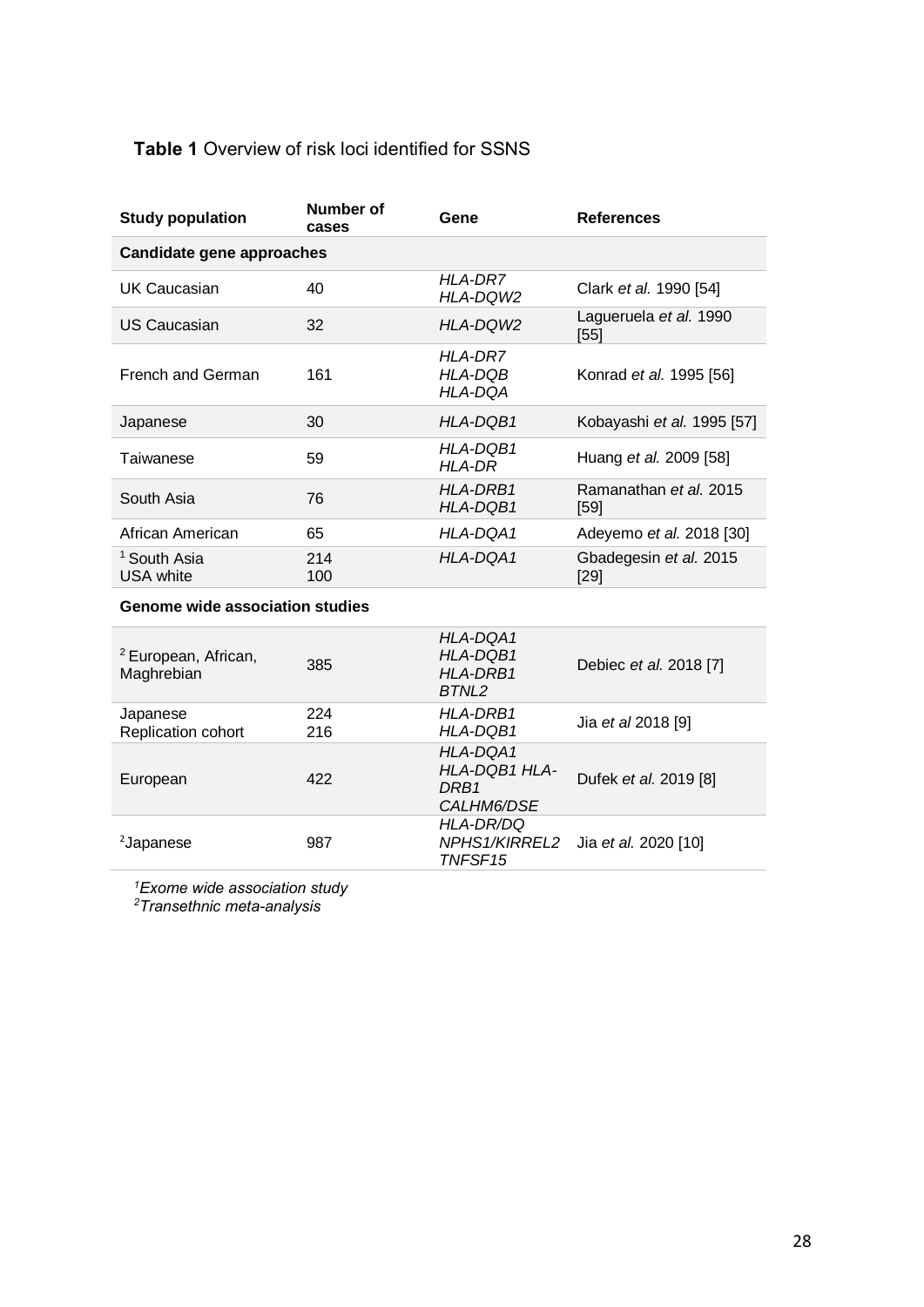**Table 1** Overview of risk loci identified for SSNS

| Study population | Number of cases | Gene | References |
|---|---|---|---|
| **Candidate gene approaches** | | | |
| UK Caucasian | 40 | *HLA-DR7* *HLA-DQW2* | Clark *et al.* 1990 [54] |
| US Caucasian | 32 | *HLA-DQW2* | Lagueruela *et al.* 1990 [55] |
| French and German | 161 | *HLA-DR7* *HLA-DQB* *HLA-DQA* | Konrad *et al.* 1995 [56] |
| Japanese | 30 | *HLA-DQB1* | Kobayashi *et al.* 1995 [57] |
| Taiwanese | 59 | *HLA-DQB1* *HLA-DR* | Huang *et al.* 2009 [58] |
| South Asia | 76 | *HLA-DRB1* *HLA-DQB1* | Ramanathan *et al.* 2015 [59] |
| African American | 65 | *HLA-DQA1* | Adeyemo *et al.* 2018 [30] |
| [1] South Asia<br>USA white | 214<br>100 | *HLA-DQA1* | Gbadegesin *et al.* 2015 [29] |
| **Genome wide association studies** | | | |
| [2] European, African, Maghrebian | 385 | *HLA-DQA1* *HLA-DQB1* *HLA-DRB1* *BTNL2* | Debiec *et al.* 2018 [7] |
| Japanese<br>Replication cohort | 224<br>216 | *HLA-DRB1* *HLA-DQB1* | Jia *et al* 2018 [9] |
| European | 422 | *HLA-DQA1* *HLA-DQB1 HLA-DRB1* *CALHM6/DSE* | Dufek *et al.* 2019 [8] |
| [2]Japanese | 987 | *HLA-DR/DQ* *NPHS1/KIRREL2* *TNFSF15* | Jia *et al.* 2020 [10] |

*[1]Exome wide association study*
*[2]Transethnic meta-analysis*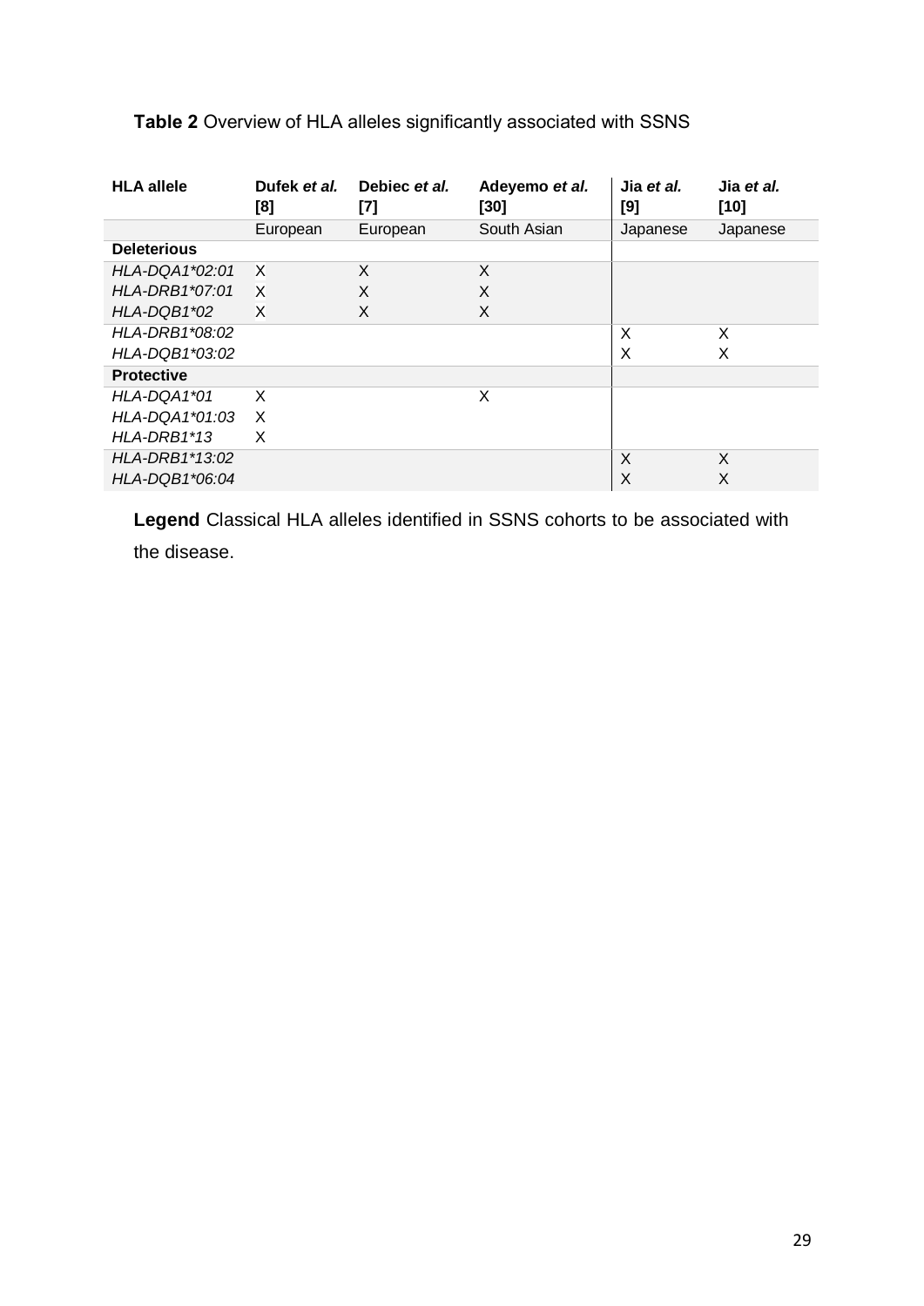**Table 2** Overview of HLA alleles significantly associated with SSNS

| HLA allele | Dufek *et al.* [8] | Debiec *et al.* [7] | Adeyemo *et al.* [30] | Jia *et al.* [9] | Jia *et al.* [10] |
|---|---|---|---|---|---|
| | European | European | South Asian | Japanese | Japanese |
| **Deleterious** | | | | | |
| *HLA-DQA1*02:01* | X | X | X | | |
| *HLA-DRB1*07:01* | X | X | X | | |
| *HLA-DQB1*02* | X | X | X | | |
| *HLA-DRB1*08:02* | | | | X | X |
| *HLA-DQB1*03:02* | | | | X | X |
| **Protective** | | | | | |
| *HLA-DQA1*01* | X | | X | | |
| *HLA-DQA1*01:03* | X | | | | |
| *HLA-DRB1*13* | X | | | | |
| *HLA-DRB1*13:02* | | | | X | X |
| *HLA-DQB1*06:04* | | | | X | X |

**Legend** Classical HLA alleles identified in SSNS cohorts to be associated with the disease.